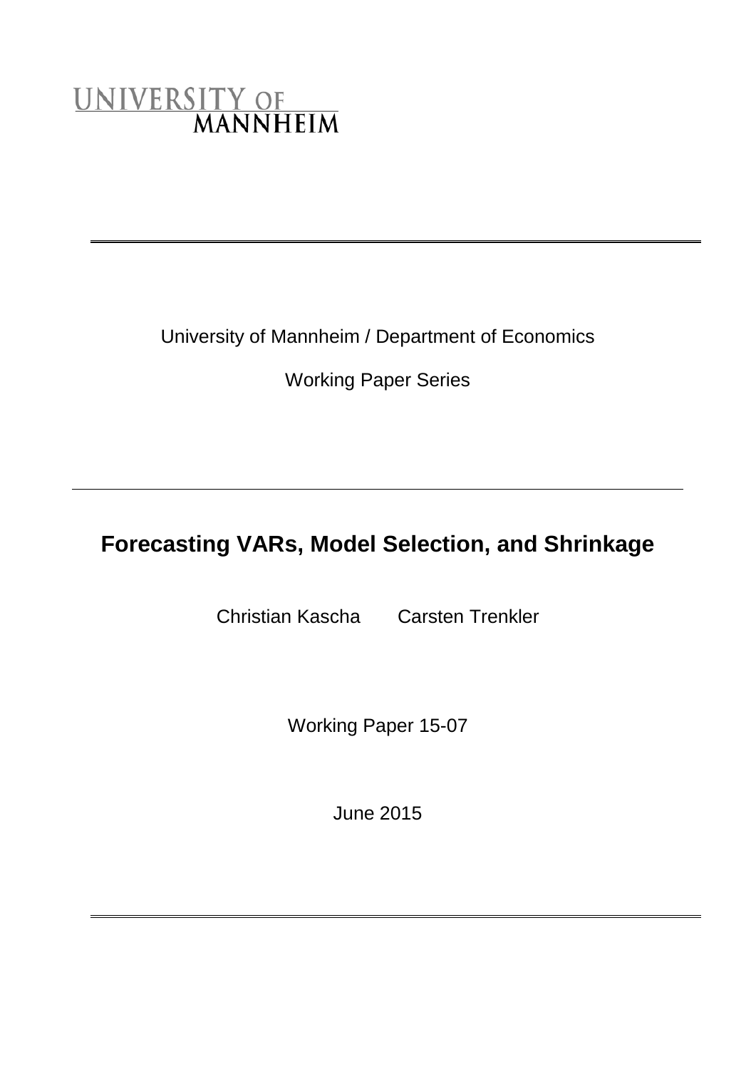UNIVERSITY OF MANNHEIM

University of Mannheim / Department of Economics

Working Paper Series

# Forecasting VARs, Model Selection, and Shrinkage

Christian Kascha    Carsten Trenkler

Working Paper 15-07

June 2015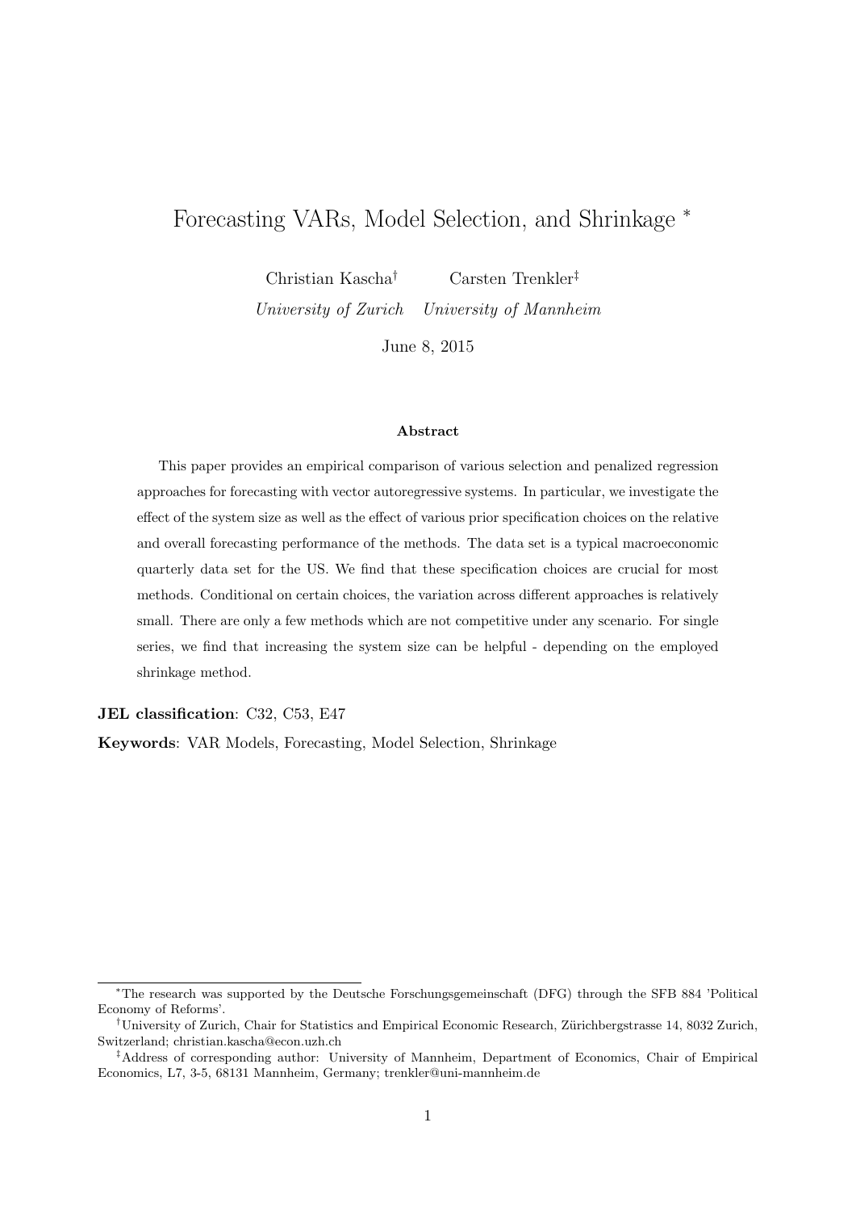# Forecasting VARs, Model Selection, and Shrinkage *

Christian Kascha[†] Carsten Trenkler[‡]

*University of Zurich* *University of Mannheim*

June 8, 2015

### Abstract

This paper provides an empirical comparison of various selection and penalized regression approaches for forecasting with vector autoregressive systems. In particular, we investigate the effect of the system size as well as the effect of various prior specification choices on the relative and overall forecasting performance of the methods. The data set is a typical macroeconomic quarterly data set for the US. We find that these specification choices are crucial for most methods. Conditional on certain choices, the variation across different approaches is relatively small. There are only a few methods which are not competitive under any scenario. For single series, we find that increasing the system size can be helpful - depending on the employed shrinkage method.

**JEL classification**: C32, C53, E47

**Keywords**: VAR Models, Forecasting, Model Selection, Shrinkage

---

*The research was supported by the Deutsche Forschungsgemeinschaft (DFG) through the SFB 884 'Political Economy of Reforms'.

†University of Zurich, Chair for Statistics and Empirical Economic Research, Zürichbergstrasse 14, 8032 Zurich, Switzerland; christian.kascha@econ.uzh.ch

‡Address of corresponding author: University of Mannheim, Department of Economics, Chair of Empirical Economics, L7, 3-5, 68131 Mannheim, Germany; trenkler@uni-mannheim.de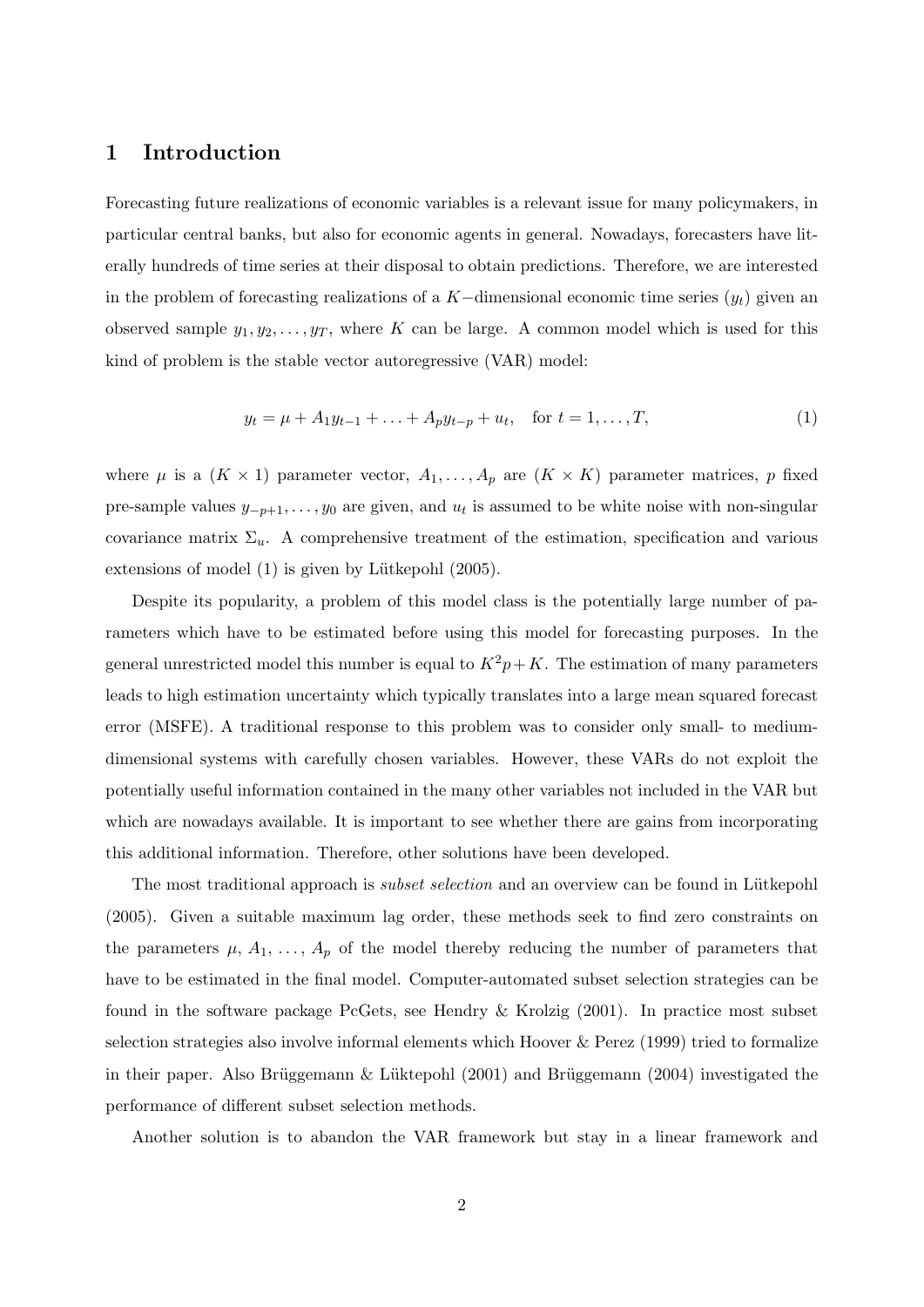# 1 Introduction

Forecasting future realizations of economic variables is a relevant issue for many policymakers, in particular central banks, but also for economic agents in general. Nowadays, forecasters have literally hundreds of time series at their disposal to obtain predictions. Therefore, we are interested in the problem of forecasting realizations of a $K-$dimensional economic time series $(y_t)$ given an observed sample $y_1, y_2, \ldots, y_T$, where $K$ can be large. A common model which is used for this kind of problem is the stable vector autoregressive (VAR) model:

$$y_t = \mu + A_1 y_{t-1} + \ldots + A_p y_{t-p} + u_t, \quad \text{for } t = 1, \ldots, T, \tag{1}$$

where $\mu$ is a $(K \times 1)$ parameter vector, $A_1, \ldots, A_p$ are $(K \times K)$ parameter matrices, $p$ fixed pre-sample values $y_{-p+1}, \ldots, y_0$ are given, and $u_t$ is assumed to be white noise with non-singular covariance matrix $\Sigma_u$. A comprehensive treatment of the estimation, specification and various extensions of model (1) is given by Lütkepohl (2005).

Despite its popularity, a problem of this model class is the potentially large number of parameters which have to be estimated before using this model for forecasting purposes. In the general unrestricted model this number is equal to $K^2 p + K$. The estimation of many parameters leads to high estimation uncertainty which typically translates into a large mean squared forecast error (MSFE). A traditional response to this problem was to consider only small- to medium-dimensional systems with carefully chosen variables. However, these VARs do not exploit the potentially useful information contained in the many other variables not included in the VAR but which are nowadays available. It is important to see whether there are gains from incorporating this additional information. Therefore, other solutions have been developed.

The most traditional approach is *subset selection* and an overview can be found in Lütkepohl (2005). Given a suitable maximum lag order, these methods seek to find zero constraints on the parameters $\mu$, $A_1$, ..., $A_p$ of the model thereby reducing the number of parameters that have to be estimated in the final model. Computer-automated subset selection strategies can be found in the software package PcGets, see Hendry & Krolzig (2001). In practice most subset selection strategies also involve informal elements which Hoover & Perez (1999) tried to formalize in their paper. Also Brüggemann & Lüktepohl (2001) and Brüggemann (2004) investigated the performance of different subset selection methods.

Another solution is to abandon the VAR framework but stay in a linear framework and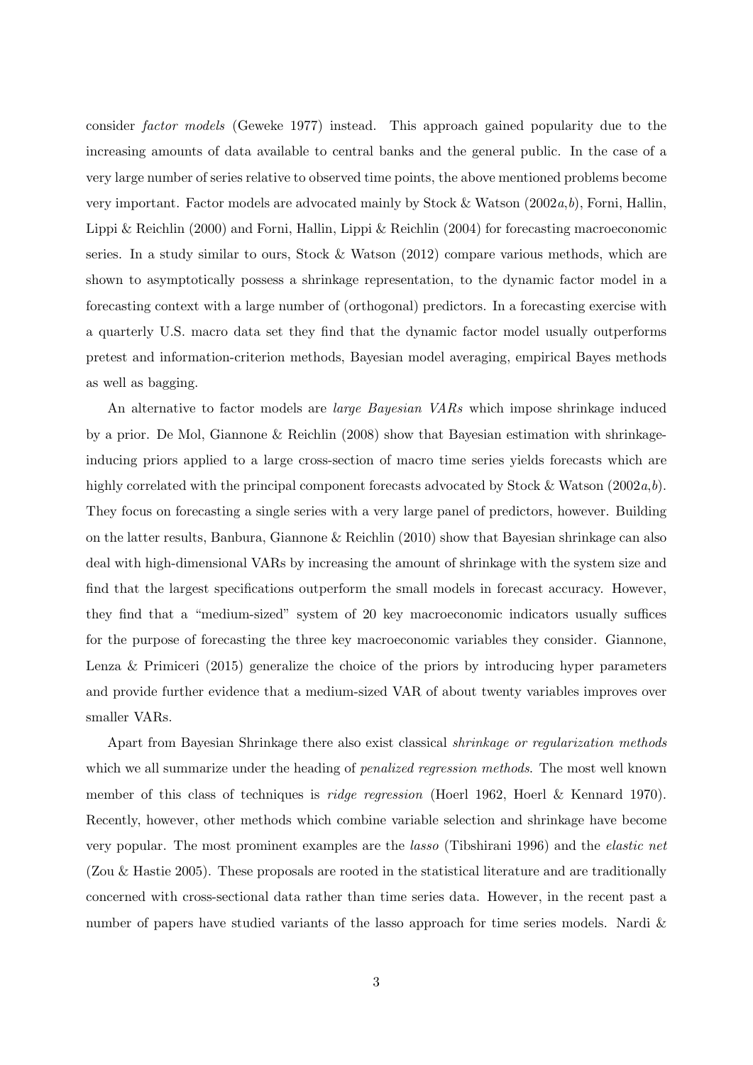consider *factor models* (Geweke 1977) instead. This approach gained popularity due to the increasing amounts of data available to central banks and the general public. In the case of a very large number of series relative to observed time points, the above mentioned problems become very important. Factor models are advocated mainly by Stock & Watson (2002*a*,*b*), Forni, Hallin, Lippi & Reichlin (2000) and Forni, Hallin, Lippi & Reichlin (2004) for forecasting macroeconomic series. In a study similar to ours, Stock & Watson (2012) compare various methods, which are shown to asymptotically possess a shrinkage representation, to the dynamic factor model in a forecasting context with a large number of (orthogonal) predictors. In a forecasting exercise with a quarterly U.S. macro data set they find that the dynamic factor model usually outperforms pretest and information-criterion methods, Bayesian model averaging, empirical Bayes methods as well as bagging.

An alternative to factor models are *large Bayesian VARs* which impose shrinkage induced by a prior. De Mol, Giannone & Reichlin (2008) show that Bayesian estimation with shrinkage-inducing priors applied to a large cross-section of macro time series yields forecasts which are highly correlated with the principal component forecasts advocated by Stock & Watson (2002*a*,*b*). They focus on forecasting a single series with a very large panel of predictors, however. Building on the latter results, Banbura, Giannone & Reichlin (2010) show that Bayesian shrinkage can also deal with high-dimensional VARs by increasing the amount of shrinkage with the system size and find that the largest specifications outperform the small models in forecast accuracy. However, they find that a "medium-sized" system of 20 key macroeconomic indicators usually suffices for the purpose of forecasting the three key macroeconomic variables they consider. Giannone, Lenza & Primiceri (2015) generalize the choice of the priors by introducing hyper parameters and provide further evidence that a medium-sized VAR of about twenty variables improves over smaller VARs.

Apart from Bayesian Shrinkage there also exist classical *shrinkage or regularization methods* which we all summarize under the heading of *penalized regression methods*. The most well known member of this class of techniques is *ridge regression* (Hoerl 1962, Hoerl & Kennard 1970). Recently, however, other methods which combine variable selection and shrinkage have become very popular. The most prominent examples are the *lasso* (Tibshirani 1996) and the *elastic net* (Zou & Hastie 2005). These proposals are rooted in the statistical literature and are traditionally concerned with cross-sectional data rather than time series data. However, in the recent past a number of papers have studied variants of the lasso approach for time series models. Nardi &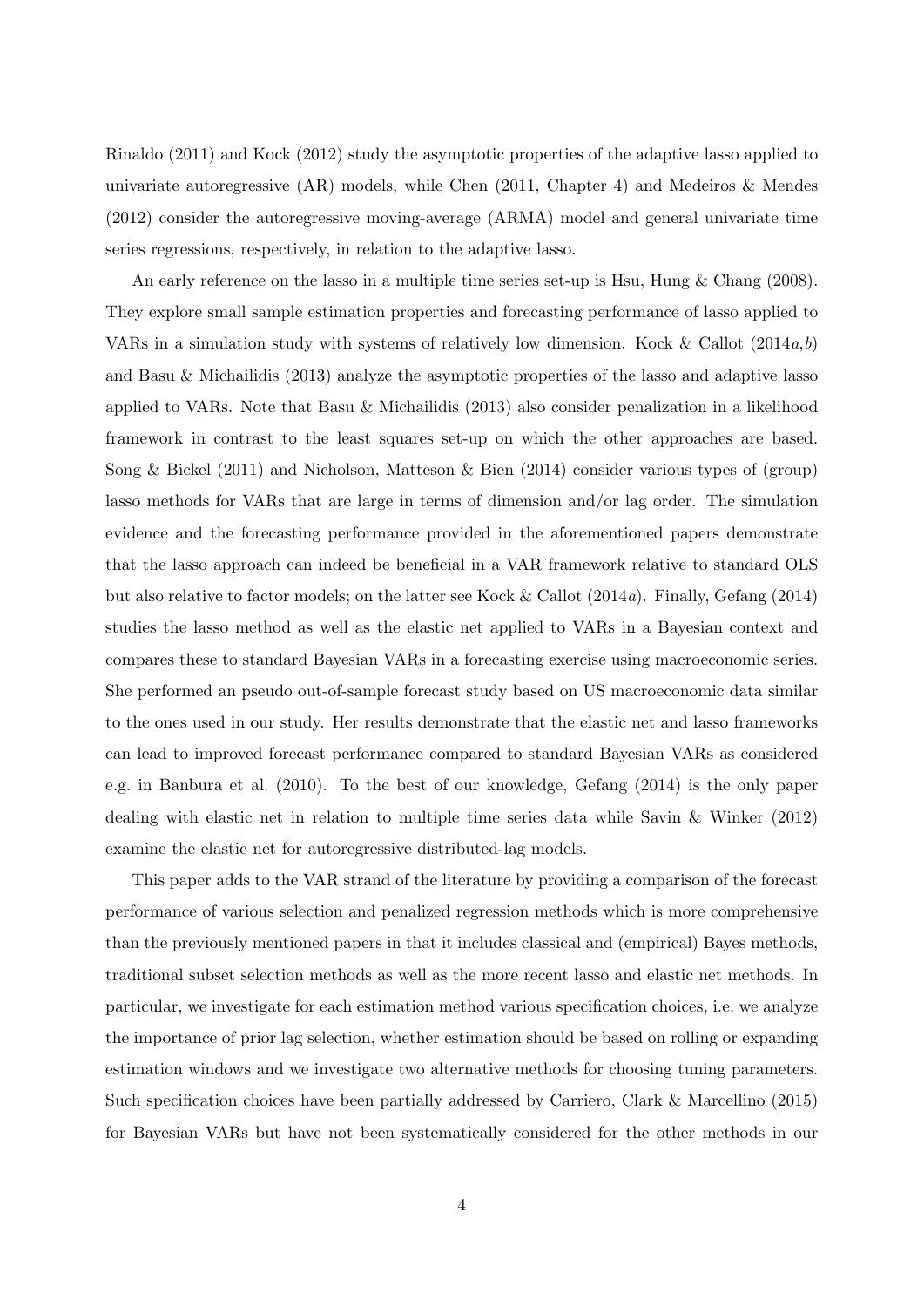Rinaldo (2011) and Kock (2012) study the asymptotic properties of the adaptive lasso applied to univariate autoregressive (AR) models, while Chen (2011, Chapter 4) and Medeiros & Mendes (2012) consider the autoregressive moving-average (ARMA) model and general univariate time series regressions, respectively, in relation to the adaptive lasso.

An early reference on the lasso in a multiple time series set-up is Hsu, Hung & Chang (2008). They explore small sample estimation properties and forecasting performance of lasso applied to VARs in a simulation study with systems of relatively low dimension. Kock & Callot (2014*a*,*b*) and Basu & Michailidis (2013) analyze the asymptotic properties of the lasso and adaptive lasso applied to VARs. Note that Basu & Michailidis (2013) also consider penalization in a likelihood framework in contrast to the least squares set-up on which the other approaches are based. Song & Bickel (2011) and Nicholson, Matteson & Bien (2014) consider various types of (group) lasso methods for VARs that are large in terms of dimension and/or lag order. The simulation evidence and the forecasting performance provided in the aforementioned papers demonstrate that the lasso approach can indeed be beneficial in a VAR framework relative to standard OLS but also relative to factor models; on the latter see Kock & Callot (2014*a*). Finally, Gefang (2014) studies the lasso method as well as the elastic net applied to VARs in a Bayesian context and compares these to standard Bayesian VARs in a forecasting exercise using macroeconomic series. She performed an pseudo out-of-sample forecast study based on US macroeconomic data similar to the ones used in our study. Her results demonstrate that the elastic net and lasso frameworks can lead to improved forecast performance compared to standard Bayesian VARs as considered e.g. in Banbura et al. (2010). To the best of our knowledge, Gefang (2014) is the only paper dealing with elastic net in relation to multiple time series data while Savin & Winker (2012) examine the elastic net for autoregressive distributed-lag models.

This paper adds to the VAR strand of the literature by providing a comparison of the forecast performance of various selection and penalized regression methods which is more comprehensive than the previously mentioned papers in that it includes classical and (empirical) Bayes methods, traditional subset selection methods as well as the more recent lasso and elastic net methods. In particular, we investigate for each estimation method various specification choices, i.e. we analyze the importance of prior lag selection, whether estimation should be based on rolling or expanding estimation windows and we investigate two alternative methods for choosing tuning parameters. Such specification choices have been partially addressed by Carriero, Clark & Marcellino (2015) for Bayesian VARs but have not been systematically considered for the other methods in our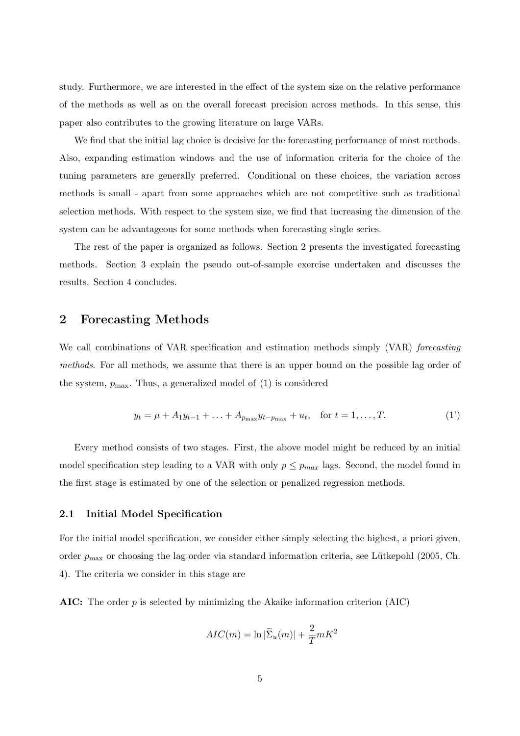study. Furthermore, we are interested in the effect of the system size on the relative performance of the methods as well as on the overall forecast precision across methods. In this sense, this paper also contributes to the growing literature on large VARs.

We find that the initial lag choice is decisive for the forecasting performance of most methods. Also, expanding estimation windows and the use of information criteria for the choice of the tuning parameters are generally preferred. Conditional on these choices, the variation across methods is small - apart from some approaches which are not competitive such as traditional selection methods. With respect to the system size, we find that increasing the dimension of the system can be advantageous for some methods when forecasting single series.

The rest of the paper is organized as follows. Section 2 presents the investigated forecasting methods. Section 3 explain the pseudo out-of-sample exercise undertaken and discusses the results. Section 4 concludes.

## 2 Forecasting Methods

We call combinations of VAR specification and estimation methods simply (VAR) *forecasting methods*. For all methods, we assume that there is an upper bound on the possible lag order of the system, $p_{\max}$. Thus, a generalized model of (1) is considered

$$y_t = \mu + A_1 y_{t-1} + \ldots + A_{p_{\max}} y_{t-p_{\max}} + u_t, \quad \text{for } t = 1, \ldots, T. \tag{1'}$$

Every method consists of two stages. First, the above model might be reduced by an initial model specification step leading to a VAR with only $p \leq p_{max}$ lags. Second, the model found in the first stage is estimated by one of the selection or penalized regression methods.

### 2.1 Initial Model Specification

For the initial model specification, we consider either simply selecting the highest, a priori given, order $p_{\max}$ or choosing the lag order via standard information criteria, see Lütkepohl (2005, Ch. 4). The criteria we consider in this stage are

**AIC:** The order $p$ is selected by minimizing the Akaike information criterion (AIC)

$$AIC(m) = \ln |\widetilde{\Sigma}_u(m)| + \frac{2}{T} m K^2$$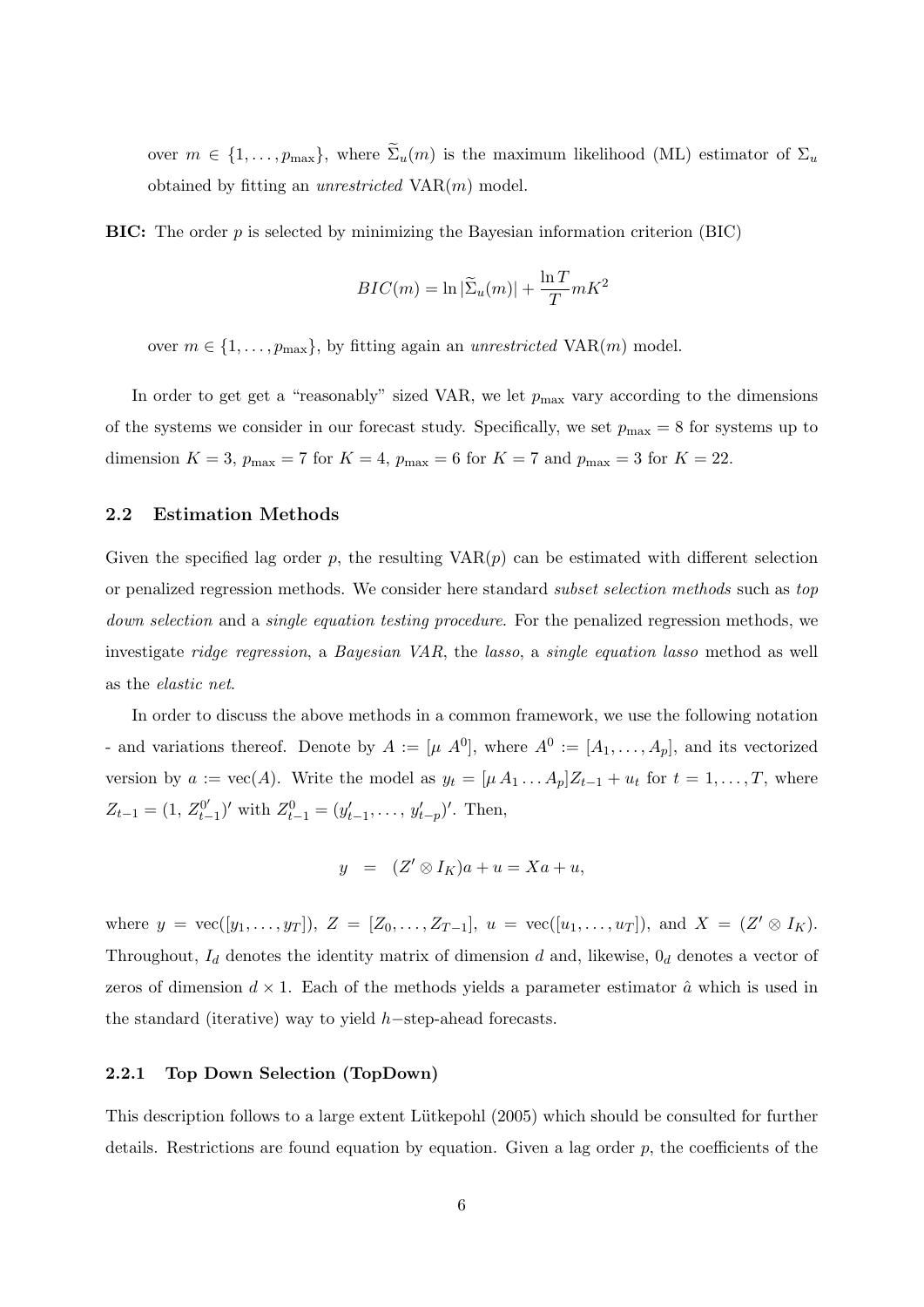over $m \in \{1, \ldots, p_{\max}\}$, where $\widetilde{\Sigma}_u(m)$ is the maximum likelihood (ML) estimator of $\Sigma_u$ obtained by fitting an *unrestricted* VAR($m$) model.

**BIC:** The order $p$ is selected by minimizing the Bayesian information criterion (BIC)

$$BIC(m) = \ln |\widetilde{\Sigma}_u(m)| + \frac{\ln T}{T} m K^2$$

over $m \in \{1, \ldots, p_{\max}\}$, by fitting again an *unrestricted* VAR($m$) model.

In order to get get a "reasonably" sized VAR, we let $p_{\max}$ vary according to the dimensions of the systems we consider in our forecast study. Specifically, we set $p_{\max} = 8$ for systems up to dimension $K = 3$, $p_{\max} = 7$ for $K = 4$, $p_{\max} = 6$ for $K = 7$ and $p_{\max} = 3$ for $K = 22$.

### 2.2 Estimation Methods

Given the specified lag order $p$, the resulting VAR($p$) can be estimated with different selection or penalized regression methods. We consider here standard *subset selection methods* such as *top down selection* and a *single equation testing procedure*. For the penalized regression methods, we investigate *ridge regression*, a *Bayesian VAR*, the *lasso*, a *single equation lasso* method as well as the *elastic net*.

In order to discuss the above methods in a common framework, we use the following notation - and variations thereof. Denote by $A := [\mu \; A^0]$, where $A^0 := [A_1, \ldots, A_p]$, and its vectorized version by $a := \text{vec}(A)$. Write the model as $y_t = [\mu \, A_1 \ldots A_p] Z_{t-1} + u_t$ for $t = 1, \ldots, T$, where $Z_{t-1} = (1, Z_{t-1}^{0'})'$ with $Z_{t-1}^0 = (y_{t-1}', \ldots, y_{t-p}')'$. Then,

$$y \;\; = \;\; (Z' \otimes I_K)a + u = Xa + u,$$

where $y = \text{vec}([y_1, \ldots, y_T])$, $Z = [Z_0, \ldots, Z_{T-1}]$, $u = \text{vec}([u_1, \ldots, u_T])$, and $X = (Z' \otimes I_K)$. Throughout, $I_d$ denotes the identity matrix of dimension $d$ and, likewise, $0_d$ denotes a vector of zeros of dimension $d \times 1$. Each of the methods yields a parameter estimator $\hat{a}$ which is used in the standard (iterative) way to yield $h-$step-ahead forecasts.

#### 2.2.1 Top Down Selection (TopDown)

This description follows to a large extent Lütkepohl (2005) which should be consulted for further details. Restrictions are found equation by equation. Given a lag order $p$, the coefficients of the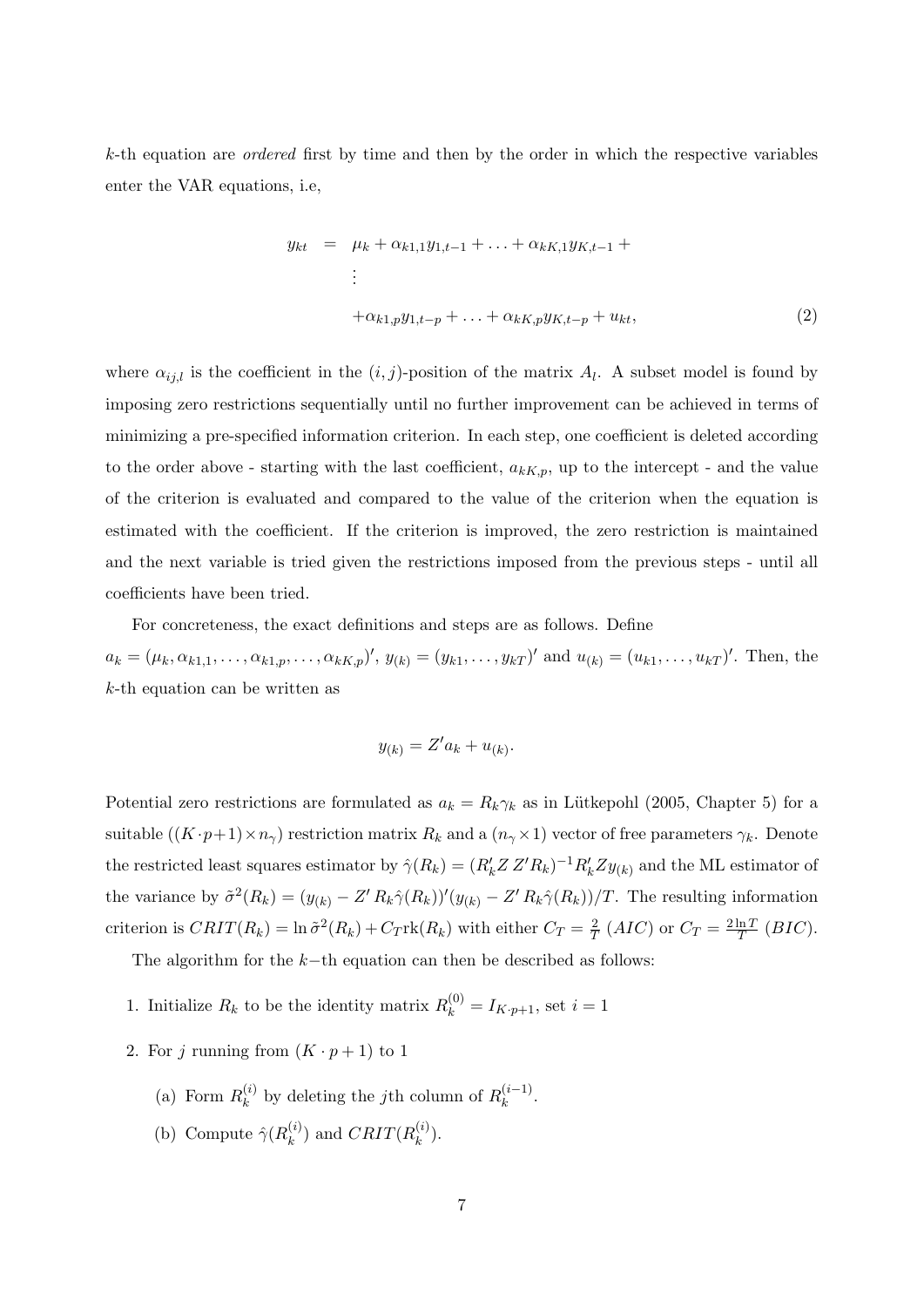$k$-th equation are *ordered* first by time and then by the order in which the respective variables enter the VAR equations, i.e,

$$
\begin{aligned}
y_{kt} \quad = \quad & \mu_k + \alpha_{k1,1} y_{1,t-1} + \ldots + \alpha_{kK,1} y_{K,t-1} + \\
& \vdots \\
& + \alpha_{k1,p} y_{1,t-p} + \ldots + \alpha_{kK,p} y_{K,t-p} + u_{kt}, \qquad (2)
\end{aligned}
$$

where $\alpha_{ij,l}$ is the coefficient in the $(i,j)$-position of the matrix $A_l$. A subset model is found by imposing zero restrictions sequentially until no further improvement can be achieved in terms of minimizing a pre-specified information criterion. In each step, one coefficient is deleted according to the order above - starting with the last coefficient, $a_{kK,p}$, up to the intercept - and the value of the criterion is evaluated and compared to the value of the criterion when the equation is estimated with the coefficient. If the criterion is improved, the zero restriction is maintained and the next variable is tried given the restrictions imposed from the previous steps - until all coefficients have been tried.

For concreteness, the exact definitions and steps are as follows. Define
$a_k = (\mu_k, \alpha_{k1,1}, \ldots, \alpha_{k1,p}, \ldots, \alpha_{kK,p})'$, $y_{(k)} = (y_{k1}, \ldots, y_{kT})'$ and $u_{(k)} = (u_{k1}, \ldots, u_{kT})'$. Then, the $k$-th equation can be written as

$$
y_{(k)} = Z' a_k + u_{(k)}.
$$

Potential zero restrictions are formulated as $a_k = R_k \gamma_k$ as in Lütkepohl (2005, Chapter 5) for a suitable $((K \cdot p+1) \times n_\gamma)$ restriction matrix $R_k$ and a $(n_\gamma \times 1)$ vector of free parameters $\gamma_k$. Denote the restricted least squares estimator by $\hat{\gamma}(R_k) = (R_k' Z\, Z' R_k)^{-1} R_k' Z y_{(k)}$ and the ML estimator of the variance by $\tilde{\sigma}^2(R_k) = (y_{(k)} - Z'\, R_k \hat{\gamma}(R_k))'(y_{(k)} - Z'\, R_k \hat{\gamma}(R_k))/T$. The resulting information criterion is $CRIT(R_k) = \ln \tilde{\sigma}^2(R_k) + C_T \text{rk}(R_k)$ with either $C_T = \frac{2}{T}$ $(AIC)$ or $C_T = \frac{2 \ln T}{T}$ $(BIC)$.

The algorithm for the $k-$th equation can then be described as follows:

1. Initialize $R_k$ to be the identity matrix $R_k^{(0)} = I_{K \cdot p+1}$, set $i = 1$
2. For $j$ running from $(K \cdot p + 1)$ to 1
   (a) Form $R_k^{(i)}$ by deleting the $j$th column of $R_k^{(i-1)}$.
   (b) Compute $\hat{\gamma}(R_k^{(i)})$ and $CRIT(R_k^{(i)})$.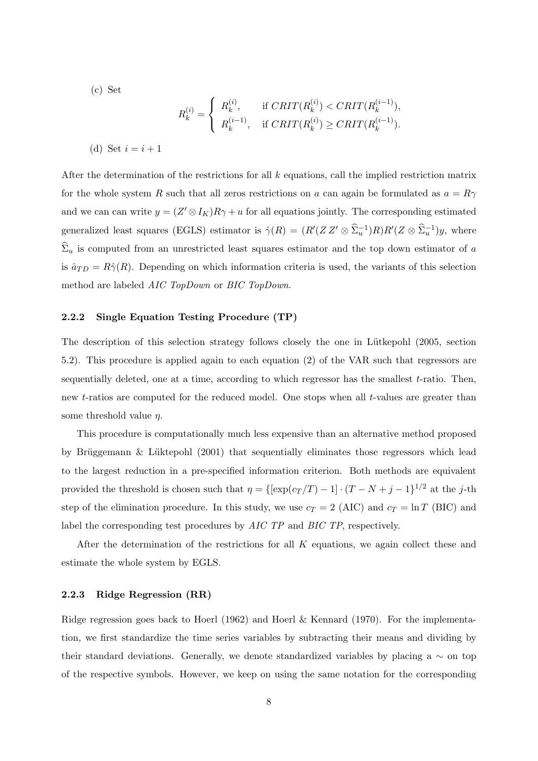(c) Set

$$R_k^{(i)} = \begin{cases} R_k^{(i)}, & \text{if } CRIT(R_k^{(i)}) < CRIT(R_k^{(i-1)}), \\ R_k^{(i-1)}, & \text{if } CRIT(R_k^{(i)}) \geq CRIT(R_k^{(i-1)}). \end{cases}$$

(d) Set $i = i + 1$

After the determination of the restrictions for all $k$ equations, call the implied restriction matrix for the whole system $R$ such that all zeros restrictions on $a$ can again be formulated as $a = R\gamma$ and we can can write $y = (Z' \otimes I_K)R\gamma + u$ for all equations jointly. The corresponding estimated generalized least squares (EGLS) estimator is $\hat{\gamma}(R) = (R'(Z\,Z' \otimes \widehat{\Sigma}_u^{-1})R)R'(Z \otimes \widehat{\Sigma}_u^{-1})y$, where $\widehat{\Sigma}_u$ is computed from an unrestricted least squares estimator and the top down estimator of $a$ is $\hat{a}_{TD} = R\hat{\gamma}(R)$. Depending on which information criteria is used, the variants of this selection method are labeled *AIC TopDown* or *BIC TopDown*.

### 2.2.2 Single Equation Testing Procedure (TP)

The description of this selection strategy follows closely the one in Lütkepohl (2005, section 5.2). This procedure is applied again to each equation (2) of the VAR such that regressors are sequentially deleted, one at a time, according to which regressor has the smallest $t$-ratio. Then, new $t$-ratios are computed for the reduced model. One stops when all $t$-values are greater than some threshold value $\eta$.

This procedure is computationally much less expensive than an alternative method proposed by Brüggemann & Lüktepohl (2001) that sequentially eliminates those regressors which lead to the largest reduction in a pre-specified information criterion. Both methods are equivalent provided the threshold is chosen such that $\eta = \{[\exp(c_T/T) - 1] \cdot (T - N + j - 1\}^{1/2}$ at the $j$-th step of the elimination procedure. In this study, we use $c_T = 2$ (AIC) and $c_T = \ln T$ (BIC) and label the corresponding test procedures by *AIC TP* and *BIC TP*, respectively.

After the determination of the restrictions for all $K$ equations, we again collect these and estimate the whole system by EGLS.

### 2.2.3 Ridge Regression (RR)

Ridge regression goes back to Hoerl (1962) and Hoerl & Kennard (1970). For the implementation, we first standardize the time series variables by subtracting their means and dividing by their standard deviations. Generally, we denote standardized variables by placing a $\sim$ on top of the respective symbols. However, we keep on using the same notation for the corresponding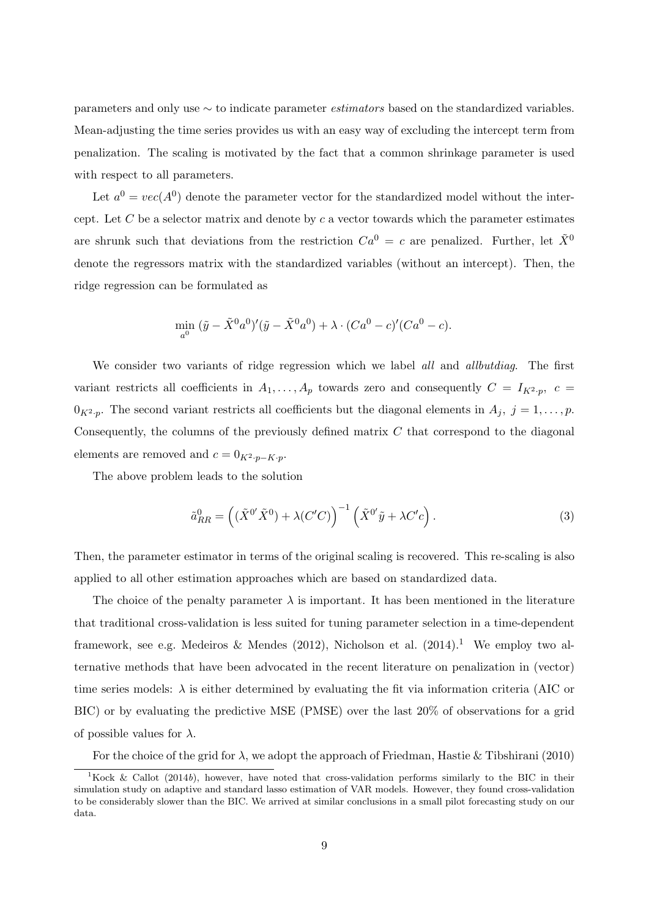parameters and only use $\sim$ to indicate parameter *estimators* based on the standardized variables. Mean-adjusting the time series provides us with an easy way of excluding the intercept term from penalization. The scaling is motivated by the fact that a common shrinkage parameter is used with respect to all parameters.

Let $a^0 = vec(A^0)$ denote the parameter vector for the standardized model without the intercept. Let $C$ be a selector matrix and denote by $c$ a vector towards which the parameter estimates are shrunk such that deviations from the restriction $Ca^0 = c$ are penalized. Further, let $\tilde{X}^0$ denote the regressors matrix with the standardized variables (without an intercept). Then, the ridge regression can be formulated as

$$\min_{a^0} (\tilde{y} - \tilde{X}^0 a^0)'(\tilde{y} - \tilde{X}^0 a^0) + \lambda \cdot (Ca^0 - c)'(Ca^0 - c).$$

We consider two variants of ridge regression which we label *all* and *allbutdiag*. The first variant restricts all coefficients in $A_1, \ldots, A_p$ towards zero and consequently $C = I_{K^2 \cdot p}$, $c = 0_{K^2 \cdot p}$. The second variant restricts all coefficients but the diagonal elements in $A_j$, $j = 1, \ldots, p$. Consequently, the columns of the previously defined matrix $C$ that correspond to the diagonal elements are removed and $c = 0_{K^2 \cdot p - K \cdot p}$.

The above problem leads to the solution

$$\tilde{a}^0_{RR} = \left( (\tilde{X}^{0\prime} \tilde{X}^0) + \lambda (C'C) \right)^{-1} \left( \tilde{X}^{0\prime} \tilde{y} + \lambda C'c \right). \tag{3}$$

Then, the parameter estimator in terms of the original scaling is recovered. This re-scaling is also applied to all other estimation approaches which are based on standardized data.

The choice of the penalty parameter $\lambda$ is important. It has been mentioned in the literature that traditional cross-validation is less suited for tuning parameter selection in a time-dependent framework, see e.g. Medeiros & Mendes (2012), Nicholson et al. (2014).[1] We employ two alternative methods that have been advocated in the recent literature on penalization in (vector) time series models: $\lambda$ is either determined by evaluating the fit via information criteria (AIC or BIC) or by evaluating the predictive MSE (PMSE) over the last 20% of observations for a grid of possible values for $\lambda$.

For the choice of the grid for $\lambda$, we adopt the approach of Friedman, Hastie & Tibshirani (2010)

[1] Kock & Callot (2014*b*), however, have noted that cross-validation performs similarly to the BIC in their simulation study on adaptive and standard lasso estimation of VAR models. However, they found cross-validation to be considerably slower than the BIC. We arrived at similar conclusions in a small pilot forecasting study on our data.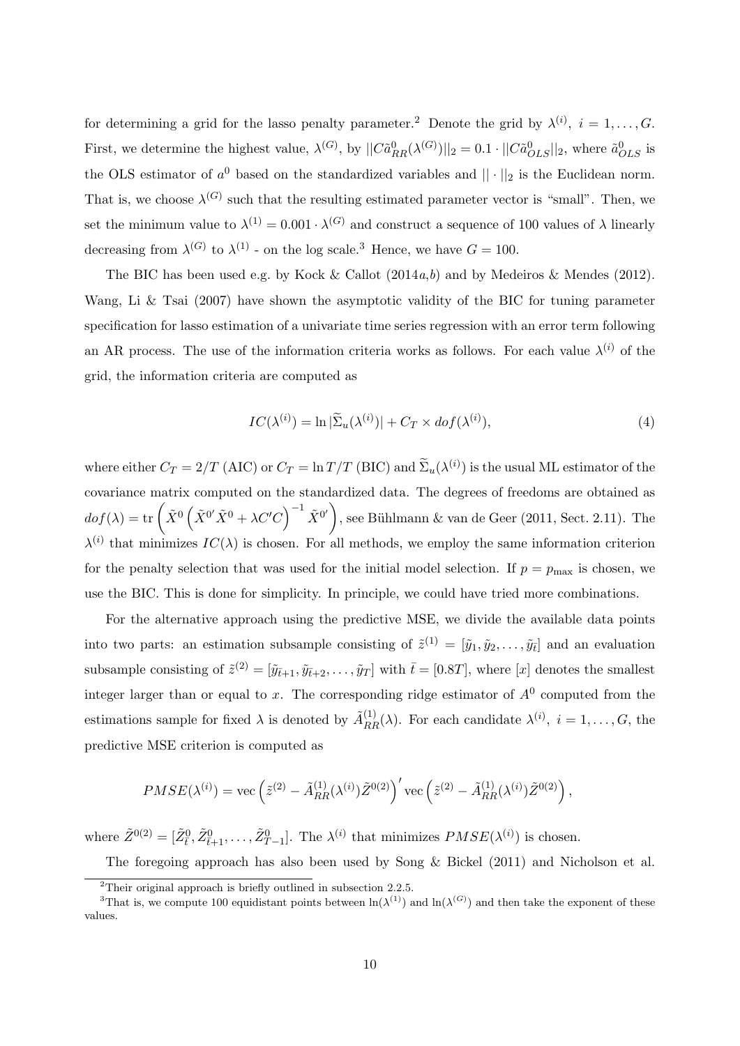for determining a grid for the lasso penalty parameter.[2] Denote the grid by $\lambda^{(i)},\ i = 1, \dots, G$. First, we determine the highest value, $\lambda^{(G)}$, by $||C\tilde{a}^0_{RR}(\lambda^{(G)})||_2 = 0.1 \cdot ||C\tilde{a}^0_{OLS}||_2$, where $\tilde{a}^0_{OLS}$ is the OLS estimator of $a^0$ based on the standardized variables and $||\cdot||_2$ is the Euclidean norm. That is, we choose $\lambda^{(G)}$ such that the resulting estimated parameter vector is "small". Then, we set the minimum value to $\lambda^{(1)} = 0.001 \cdot \lambda^{(G)}$ and construct a sequence of 100 values of $\lambda$ linearly decreasing from $\lambda^{(G)}$ to $\lambda^{(1)}$ - on the log scale.[3] Hence, we have $G = 100$.

The BIC has been used e.g. by Kock & Callot (2014*a*,*b*) and by Medeiros & Mendes (2012). Wang, Li & Tsai (2007) have shown the asymptotic validity of the BIC for tuning parameter specification for lasso estimation of a univariate time series regression with an error term following an AR process. The use of the information criteria works as follows. For each value $\lambda^{(i)}$ of the grid, the information criteria are computed as

$$IC(\lambda^{(i)}) = \ln|\widetilde{\Sigma}_u(\lambda^{(i)})| + C_T \times dof(\lambda^{(i)}), \tag{4}$$

where either $C_T = 2/T$ (AIC) or $C_T = \ln T/T$ (BIC) and $\widetilde{\Sigma}_u(\lambda^{(i)})$ is the usual ML estimator of the covariance matrix computed on the standardized data. The degrees of freedoms are obtained as $dof(\lambda) = \operatorname{tr}\left(\tilde{X}^0\left(\tilde{X}^{0\prime}\tilde{X}^0 + \lambda C'C\right)^{-1}\tilde{X}^{0\prime}\right)$, see Bühlmann & van de Geer (2011, Sect. 2.11). The $\lambda^{(i)}$ that minimizes $IC(\lambda)$ is chosen. For all methods, we employ the same information criterion for the penalty selection that was used for the initial model selection. If $p = p_{\max}$ is chosen, we use the BIC. This is done for simplicity. In principle, we could have tried more combinations.

For the alternative approach using the predictive MSE, we divide the available data points into two parts: an estimation subsample consisting of $\tilde{z}^{(1)} = [\tilde{y}_1, \tilde{y}_2, \dots, \tilde{y}_{\bar{t}}]$ and an evaluation subsample consisting of $\tilde{z}^{(2)} = [\tilde{y}_{\bar{t}+1}, \tilde{y}_{\bar{t}+2}, \dots, \tilde{y}_T]$ with $\bar{t} = [0.8T]$, where $[x]$ denotes the smallest integer larger than or equal to $x$. The corresponding ridge estimator of $A^0$ computed from the estimations sample for fixed $\lambda$ is denoted by $\tilde{A}^{(1)}_{RR}(\lambda)$. For each candidate $\lambda^{(i)},\ i = 1, \dots, G$, the predictive MSE criterion is computed as

$$PMSE(\lambda^{(i)}) = \operatorname{vec}\left(\tilde{z}^{(2)} - \tilde{A}^{(1)}_{RR}(\lambda^{(i)})\tilde{Z}^{0(2)}\right)' \operatorname{vec}\left(\tilde{z}^{(2)} - \tilde{A}^{(1)}_{RR}(\lambda^{(i)})\tilde{Z}^{0(2)}\right),$$

where $\tilde{Z}^{0(2)} = [\tilde{Z}^0_{\bar{t}}, \tilde{Z}^0_{\bar{t}+1}, \dots, \tilde{Z}^0_{T-1}]$. The $\lambda^{(i)}$ that minimizes $PMSE(\lambda^{(i)})$ is chosen.

The foregoing approach has also been used by Song & Bickel (2011) and Nicholson et al.

[2] Their original approach is briefly outlined in subsection 2.2.5.

[3] That is, we compute 100 equidistant points between $\ln(\lambda^{(1)})$ and $\ln(\lambda^{(G)})$ and then take the exponent of these values.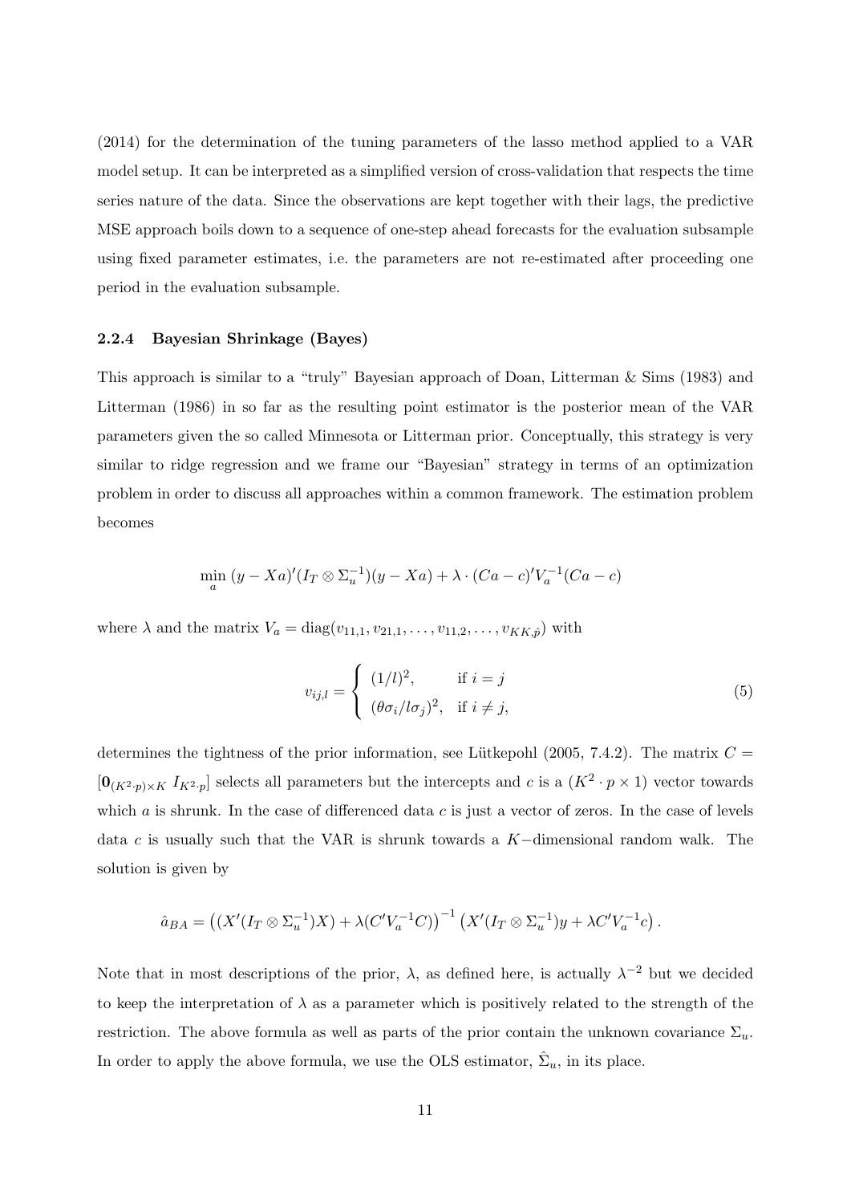(2014) for the determination of the tuning parameters of the lasso method applied to a VAR model setup. It can be interpreted as a simplified version of cross-validation that respects the time series nature of the data. Since the observations are kept together with their lags, the predictive MSE approach boils down to a sequence of one-step ahead forecasts for the evaluation subsample using fixed parameter estimates, i.e. the parameters are not re-estimated after proceeding one period in the evaluation subsample.

### 2.2.4 Bayesian Shrinkage (Bayes)

This approach is similar to a "truly" Bayesian approach of Doan, Litterman & Sims (1983) and Litterman (1986) in so far as the resulting point estimator is the posterior mean of the VAR parameters given the so called Minnesota or Litterman prior. Conceptually, this strategy is very similar to ridge regression and we frame our "Bayesian" strategy in terms of an optimization problem in order to discuss all approaches within a common framework. The estimation problem becomes

$$\min_{a} \, (y - Xa)'(I_T \otimes \Sigma_u^{-1})(y - Xa) + \lambda \cdot (Ca - c)' V_a^{-1} (Ca - c)$$

where $\lambda$ and the matrix $V_a = \text{diag}(v_{11,1}, v_{21,1}, \ldots, v_{11,2}, \ldots, v_{KK,\hat{p}})$ with

$$v_{ij,l} = \begin{cases} (1/l)^2, & \text{if } i = j \\ (\theta\sigma_i / l\sigma_j)^2, & \text{if } i \neq j, \end{cases} \tag{5}$$

determines the tightness of the prior information, see Lütkepohl (2005, 7.4.2). The matrix $C = [\mathbf{0}_{(K^2 \cdot p) \times K} \; I_{K^2 \cdot p}]$ selects all parameters but the intercepts and $c$ is a $(K^2 \cdot p \times 1)$ vector towards which $a$ is shrunk. In the case of differenced data $c$ is just a vector of zeros. In the case of levels data $c$ is usually such that the VAR is shrunk towards a $K-$dimensional random walk. The solution is given by

$$\hat{a}_{BA} = \left( (X'(I_T \otimes \Sigma_u^{-1})X) + \lambda (C' V_a^{-1} C) \right)^{-1} \left( X'(I_T \otimes \Sigma_u^{-1}) y + \lambda C' V_a^{-1} c \right).$$

Note that in most descriptions of the prior, $\lambda$, as defined here, is actually $\lambda^{-2}$ but we decided to keep the interpretation of $\lambda$ as a parameter which is positively related to the strength of the restriction. The above formula as well as parts of the prior contain the unknown covariance $\Sigma_u$. In order to apply the above formula, we use the OLS estimator, $\hat{\Sigma}_u$, in its place.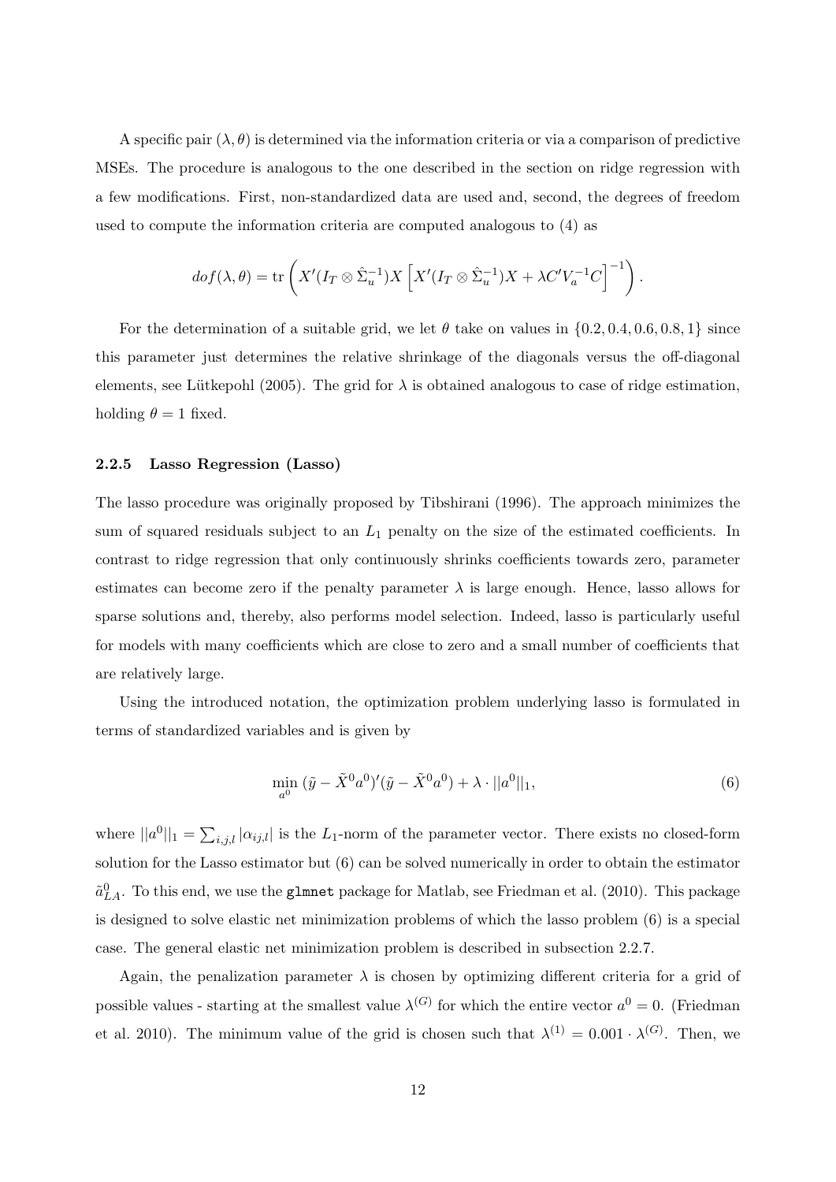A specific pair $(\lambda, \theta)$ is determined via the information criteria or via a comparison of predictive MSEs. The procedure is analogous to the one described in the section on ridge regression with a few modifications. First, non-standardized data are used and, second, the degrees of freedom used to compute the information criteria are computed analogous to (4) as

$$dof(\lambda, \theta) = \text{tr}\left( X'(I_T \otimes \hat{\Sigma}_u^{-1})X \left[ X'(I_T \otimes \hat{\Sigma}_u^{-1})X + \lambda C' V_a^{-1} C \right]^{-1} \right).$$

For the determination of a suitable grid, we let $\theta$ take on values in $\{0.2, 0.4, 0.6, 0.8, 1\}$ since this parameter just determines the relative shrinkage of the diagonals versus the off-diagonal elements, see Lütkepohl (2005). The grid for $\lambda$ is obtained analogous to case of ridge estimation, holding $\theta = 1$ fixed.

### 2.2.5 Lasso Regression (Lasso)

The lasso procedure was originally proposed by Tibshirani (1996). The approach minimizes the sum of squared residuals subject to an $L_1$ penalty on the size of the estimated coefficients. In contrast to ridge regression that only continuously shrinks coefficients towards zero, parameter estimates can become zero if the penalty parameter $\lambda$ is large enough. Hence, lasso allows for sparse solutions and, thereby, also performs model selection. Indeed, lasso is particularly useful for models with many coefficients which are close to zero and a small number of coefficients that are relatively large.

Using the introduced notation, the optimization problem underlying lasso is formulated in terms of standardized variables and is given by

$$\min_{a^0} \, (\tilde{y} - \tilde{X}^0 a^0)'(\tilde{y} - \tilde{X}^0 a^0) + \lambda \cdot ||a^0||_1, \tag{6}$$

where $||a^0||_1 = \sum_{i,j,l} |\alpha_{ij,l}|$ is the $L_1$-norm of the parameter vector. There exists no closed-form solution for the Lasso estimator but (6) can be solved numerically in order to obtain the estimator $\tilde{a}^0_{LA}$. To this end, we use the `glmnet` package for Matlab, see Friedman et al. (2010). This package is designed to solve elastic net minimization problems of which the lasso problem (6) is a special case. The general elastic net minimization problem is described in subsection 2.2.7.

Again, the penalization parameter $\lambda$ is chosen by optimizing different criteria for a grid of possible values - starting at the smallest value $\lambda^{(G)}$ for which the entire vector $a^0 = 0$. (Friedman et al. 2010). The minimum value of the grid is chosen such that $\lambda^{(1)} = 0.001 \cdot \lambda^{(G)}$. Then, we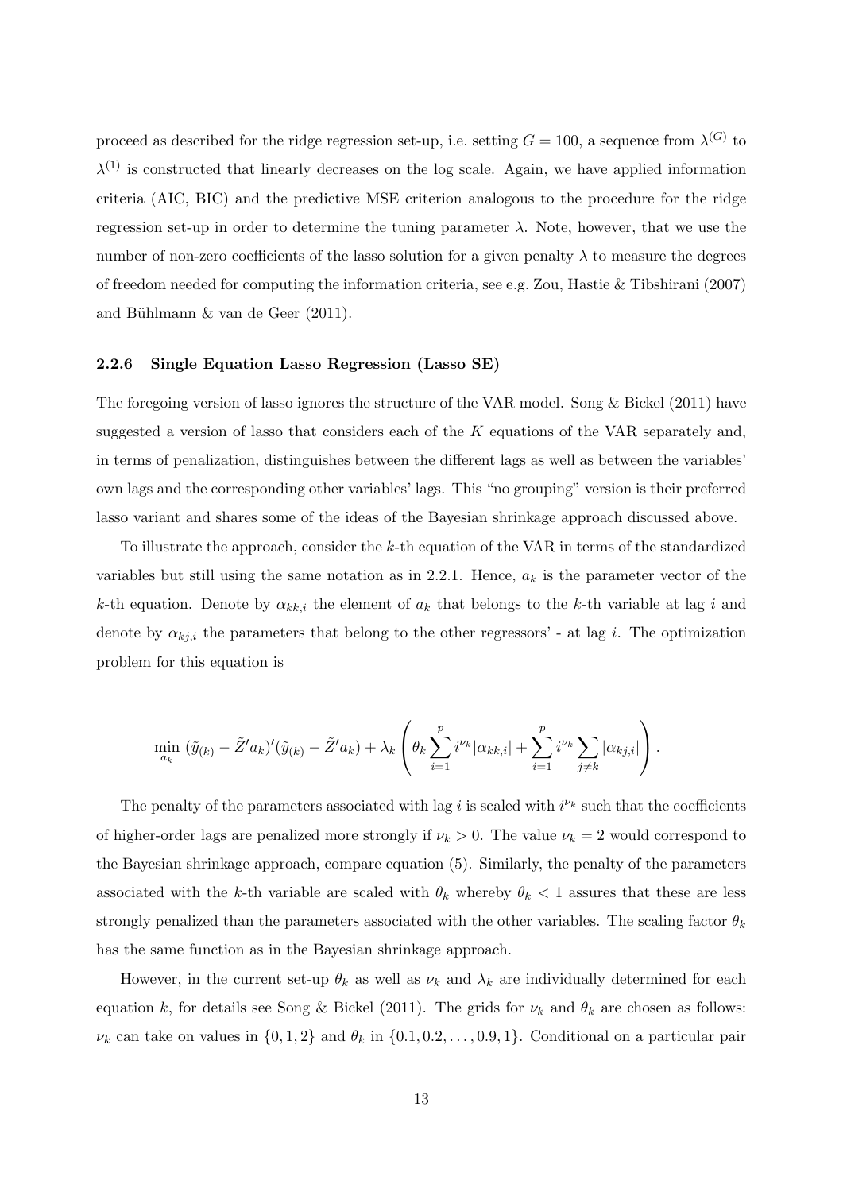proceed as described for the ridge regression set-up, i.e. setting $G = 100$, a sequence from $\lambda^{(G)}$ to $\lambda^{(1)}$ is constructed that linearly decreases on the log scale. Again, we have applied information criteria (AIC, BIC) and the predictive MSE criterion analogous to the procedure for the ridge regression set-up in order to determine the tuning parameter $\lambda$. Note, however, that we use the number of non-zero coefficients of the lasso solution for a given penalty $\lambda$ to measure the degrees of freedom needed for computing the information criteria, see e.g. Zou, Hastie & Tibshirani (2007) and Bühlmann & van de Geer (2011).

### 2.2.6 Single Equation Lasso Regression (Lasso SE)

The foregoing version of lasso ignores the structure of the VAR model. Song & Bickel (2011) have suggested a version of lasso that considers each of the $K$ equations of the VAR separately and, in terms of penalization, distinguishes between the different lags as well as between the variables' own lags and the corresponding other variables' lags. This "no grouping" version is their preferred lasso variant and shares some of the ideas of the Bayesian shrinkage approach discussed above.

To illustrate the approach, consider the $k$-th equation of the VAR in terms of the standardized variables but still using the same notation as in 2.2.1. Hence, $a_k$ is the parameter vector of the $k$-th equation. Denote by $\alpha_{kk,i}$ the element of $a_k$ that belongs to the $k$-th variable at lag $i$ and denote by $\alpha_{kj,i}$ the parameters that belong to the other regressors' - at lag $i$. The optimization problem for this equation is

$$\min_{a_k} \, (\tilde{y}_{(k)} - \tilde{Z}'a_k)'(\tilde{y}_{(k)} - \tilde{Z}'a_k) + \lambda_k \left( \theta_k \sum_{i=1}^{p} i^{\nu_k} |\alpha_{kk,i}| + \sum_{i=1}^{p} i^{\nu_k} \sum_{j \neq k} |\alpha_{kj,i}| \right).$$

The penalty of the parameters associated with lag $i$ is scaled with $i^{\nu_k}$ such that the coefficients of higher-order lags are penalized more strongly if $\nu_k > 0$. The value $\nu_k = 2$ would correspond to the Bayesian shrinkage approach, compare equation (5). Similarly, the penalty of the parameters associated with the $k$-th variable are scaled with $\theta_k$ whereby $\theta_k < 1$ assures that these are less strongly penalized than the parameters associated with the other variables. The scaling factor $\theta_k$ has the same function as in the Bayesian shrinkage approach.

However, in the current set-up $\theta_k$ as well as $\nu_k$ and $\lambda_k$ are individually determined for each equation $k$, for details see Song & Bickel (2011). The grids for $\nu_k$ and $\theta_k$ are chosen as follows: $\nu_k$ can take on values in $\{0, 1, 2\}$ and $\theta_k$ in $\{0.1, 0.2, \ldots, 0.9, 1\}$. Conditional on a particular pair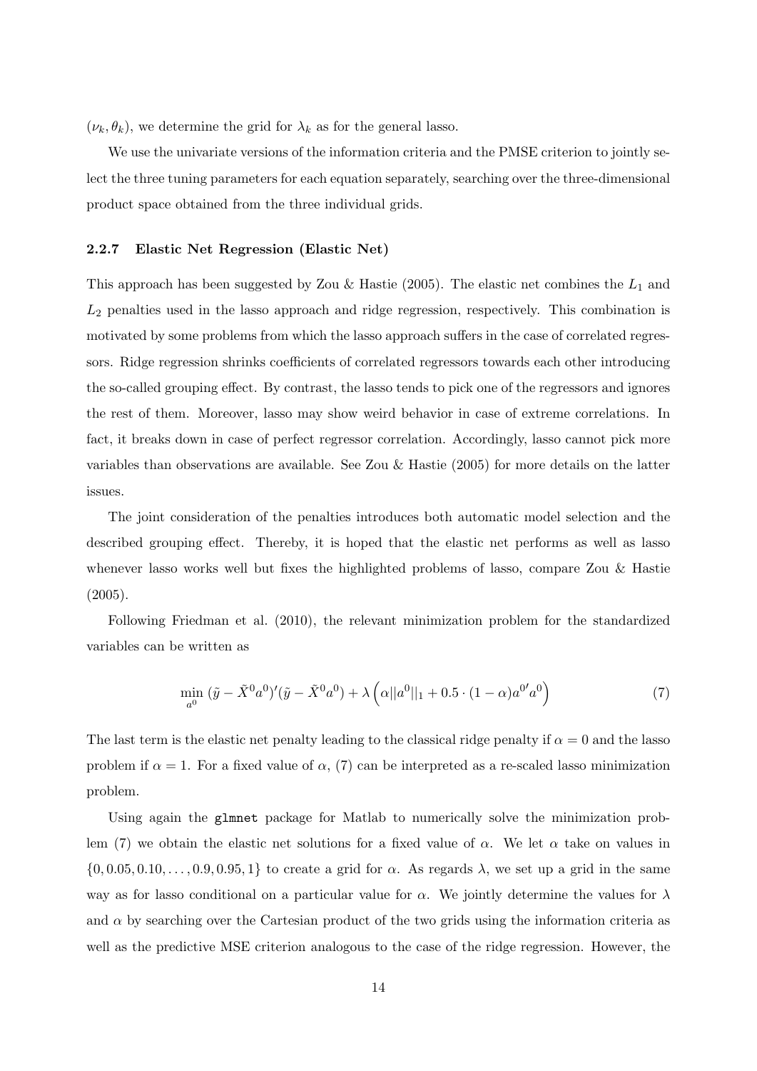$(\nu_k, \theta_k)$, we determine the grid for $\lambda_k$ as for the general lasso.

We use the univariate versions of the information criteria and the PMSE criterion to jointly select the three tuning parameters for each equation separately, searching over the three-dimensional product space obtained from the three individual grids.

### 2.2.7 Elastic Net Regression (Elastic Net)

This approach has been suggested by Zou & Hastie (2005). The elastic net combines the $L_1$ and $L_2$ penalties used in the lasso approach and ridge regression, respectively. This combination is motivated by some problems from which the lasso approach suffers in the case of correlated regressors. Ridge regression shrinks coefficients of correlated regressors towards each other introducing the so-called grouping effect. By contrast, the lasso tends to pick one of the regressors and ignores the rest of them. Moreover, lasso may show weird behavior in case of extreme correlations. In fact, it breaks down in case of perfect regressor correlation. Accordingly, lasso cannot pick more variables than observations are available. See Zou & Hastie (2005) for more details on the latter issues.

The joint consideration of the penalties introduces both automatic model selection and the described grouping effect. Thereby, it is hoped that the elastic net performs as well as lasso whenever lasso works well but fixes the highlighted problems of lasso, compare Zou & Hastie (2005).

Following Friedman et al. (2010), the relevant minimization problem for the standardized variables can be written as

$$\min_{a^0} (\tilde{y} - \tilde{X}^0 a^0)'(\tilde{y} - \tilde{X}^0 a^0) + \lambda \left( \alpha ||a^0||_1 + 0.5 \cdot (1 - \alpha) a^{0\prime} a^0 \right) \tag{7}$$

The last term is the elastic net penalty leading to the classical ridge penalty if $\alpha = 0$ and the lasso problem if $\alpha = 1$. For a fixed value of $\alpha$, (7) can be interpreted as a re-scaled lasso minimization problem.

Using again the `glmnet` package for Matlab to numerically solve the minimization problem (7) we obtain the elastic net solutions for a fixed value of $\alpha$. We let $\alpha$ take on values in $\{0, 0.05, 0.10, \ldots, 0.9, 0.95, 1\}$ to create a grid for $\alpha$. As regards $\lambda$, we set up a grid in the same way as for lasso conditional on a particular value for $\alpha$. We jointly determine the values for $\lambda$ and $\alpha$ by searching over the Cartesian product of the two grids using the information criteria as well as the predictive MSE criterion analogous to the case of the ridge regression. However, the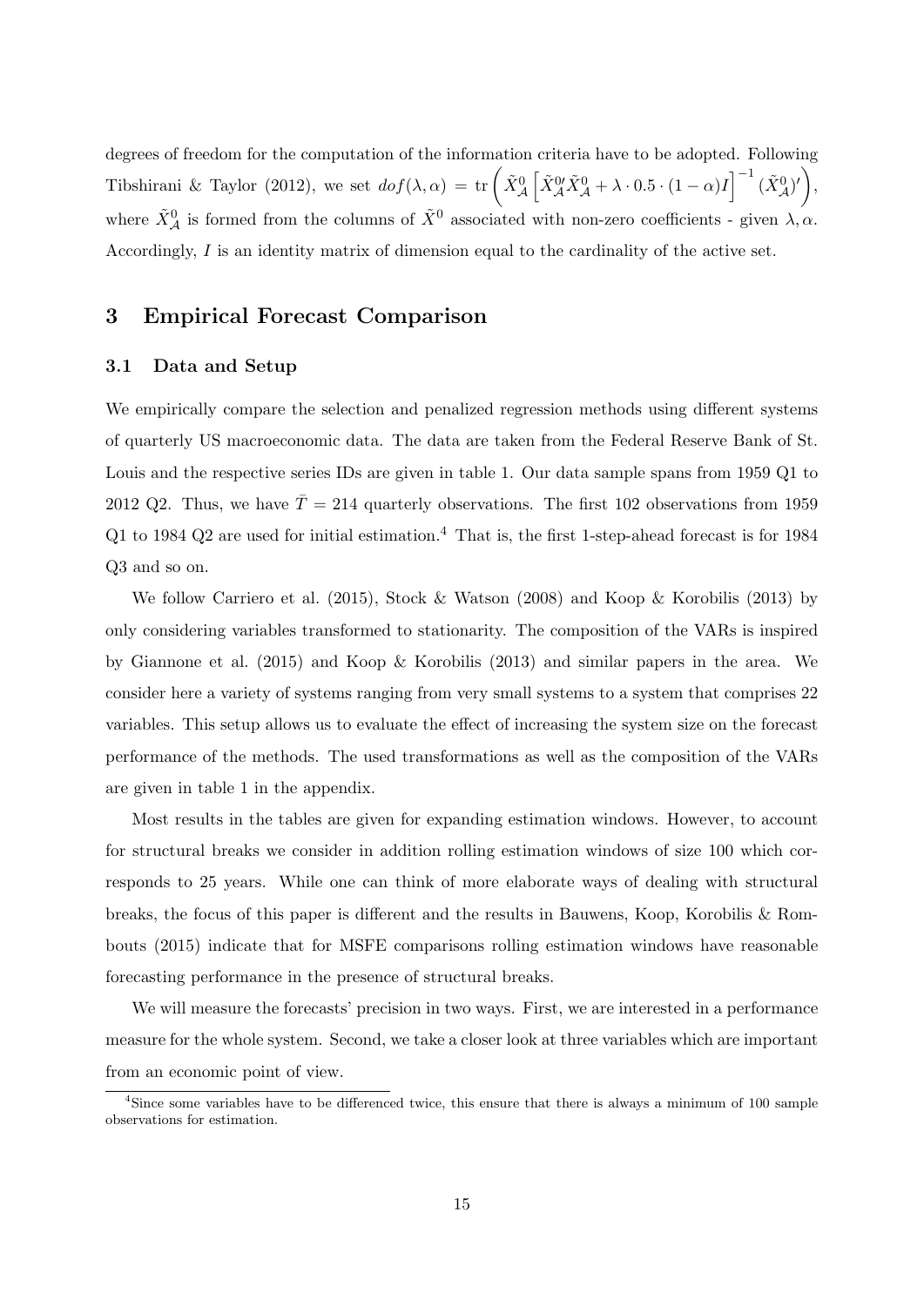degrees of freedom for the computation of the information criteria have to be adopted. Following Tibshirani & Taylor (2012), we set $dof(\lambda, \alpha) = \text{tr}\left(\tilde{X}^0_{\mathcal{A}}\left[\tilde{X}^{0\prime}_{\mathcal{A}}\tilde{X}^0_{\mathcal{A}} + \lambda \cdot 0.5 \cdot (1-\alpha)I\right]^{-1}(\tilde{X}^0_{\mathcal{A}})'\right)$, where $\tilde{X}^0_{\mathcal{A}}$ is formed from the columns of $\tilde{X}^0$ associated with non-zero coefficients - given $\lambda, \alpha$. Accordingly, $I$ is an identity matrix of dimension equal to the cardinality of the active set.

## 3 Empirical Forecast Comparison

### 3.1 Data and Setup

We empirically compare the selection and penalized regression methods using different systems of quarterly US macroeconomic data. The data are taken from the Federal Reserve Bank of St. Louis and the respective series IDs are given in table 1. Our data sample spans from 1959 Q1 to 2012 Q2. Thus, we have $\bar{T} = 214$ quarterly observations. The first 102 observations from 1959 Q1 to 1984 Q2 are used for initial estimation.[4] That is, the first 1-step-ahead forecast is for 1984 Q3 and so on.

We follow Carriero et al. (2015), Stock & Watson (2008) and Koop & Korobilis (2013) by only considering variables transformed to stationarity. The composition of the VARs is inspired by Giannone et al. (2015) and Koop & Korobilis (2013) and similar papers in the area. We consider here a variety of systems ranging from very small systems to a system that comprises 22 variables. This setup allows us to evaluate the effect of increasing the system size on the forecast performance of the methods. The used transformations as well as the composition of the VARs are given in table 1 in the appendix.

Most results in the tables are given for expanding estimation windows. However, to account for structural breaks we consider in addition rolling estimation windows of size 100 which corresponds to 25 years. While one can think of more elaborate ways of dealing with structural breaks, the focus of this paper is different and the results in Bauwens, Koop, Korobilis & Rombouts (2015) indicate that for MSFE comparisons rolling estimation windows have reasonable forecasting performance in the presence of structural breaks.

We will measure the forecasts' precision in two ways. First, we are interested in a performance measure for the whole system. Second, we take a closer look at three variables which are important from an economic point of view.

[4] Since some variables have to be differenced twice, this ensure that there is always a minimum of 100 sample observations for estimation.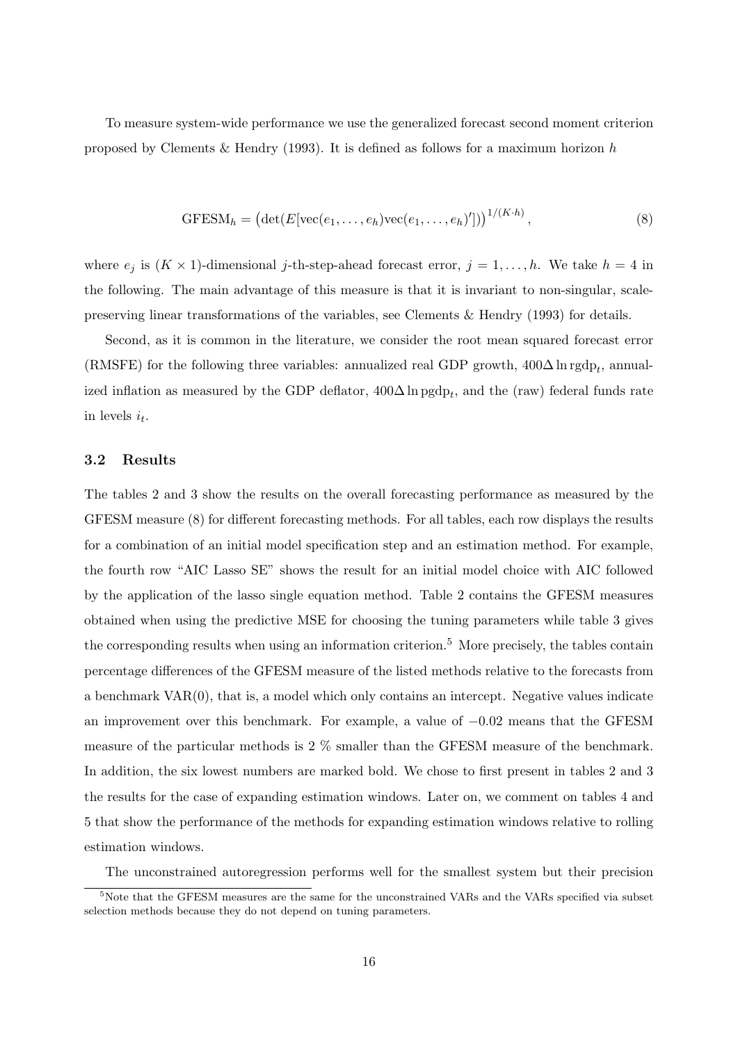To measure system-wide performance we use the generalized forecast second moment criterion proposed by Clements & Hendry (1993). It is defined as follows for a maximum horizon $h$

$$\text{GFESM}_h = \left(\det(E[\text{vec}(e_1, \ldots, e_h)\text{vec}(e_1, \ldots, e_h)'])\right)^{1/(K \cdot h)}, \tag{8}$$

where $e_j$ is $(K \times 1)$-dimensional $j$-th-step-ahead forecast error, $j = 1, \ldots, h$. We take $h = 4$ in the following. The main advantage of this measure is that it is invariant to non-singular, scale-preserving linear transformations of the variables, see Clements & Hendry (1993) for details.

Second, as it is common in the literature, we consider the root mean squared forecast error (RMSFE) for the following three variables: annualized real GDP growth, $400\Delta \ln \text{rgdp}_t$, annualized inflation as measured by the GDP deflator, $400\Delta \ln \text{pgdp}_t$, and the (raw) federal funds rate in levels $i_t$.

### 3.2 Results

The tables 2 and 3 show the results on the overall forecasting performance as measured by the GFESM measure (8) for different forecasting methods. For all tables, each row displays the results for a combination of an initial model specification step and an estimation method. For example, the fourth row "AIC Lasso SE" shows the result for an initial model choice with AIC followed by the application of the lasso single equation method. Table 2 contains the GFESM measures obtained when using the predictive MSE for choosing the tuning parameters while table 3 gives the corresponding results when using an information criterion.[5] More precisely, the tables contain percentage differences of the GFESM measure of the listed methods relative to the forecasts from a benchmark VAR(0), that is, a model which only contains an intercept. Negative values indicate an improvement over this benchmark. For example, a value of $-0.02$ means that the GFESM measure of the particular methods is 2 % smaller than the GFESM measure of the benchmark. In addition, the six lowest numbers are marked bold. We chose to first present in tables 2 and 3 the results for the case of expanding estimation windows. Later on, we comment on tables 4 and 5 that show the performance of the methods for expanding estimation windows relative to rolling estimation windows.

The unconstrained autoregression performs well for the smallest system but their precision

[5] Note that the GFESM measures are the same for the unconstrained VARs and the VARs specified via subset selection methods because they do not depend on tuning parameters.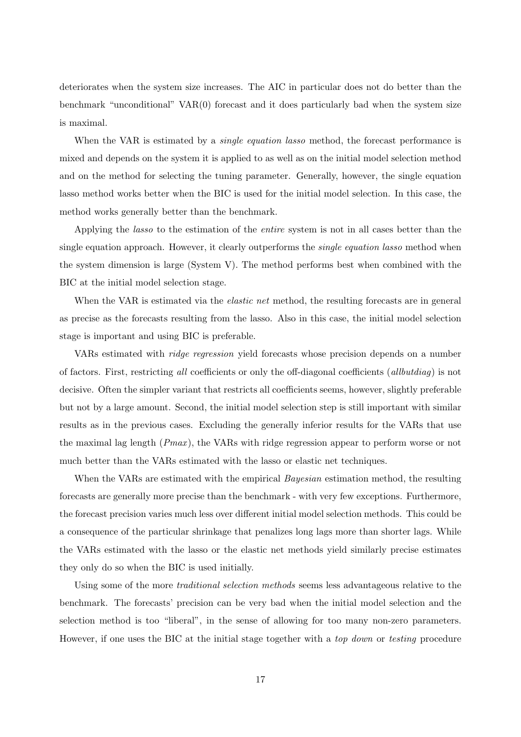deteriorates when the system size increases. The AIC in particular does not do better than the benchmark "unconditional" VAR(0) forecast and it does particularly bad when the system size is maximal.

When the VAR is estimated by a *single equation lasso* method, the forecast performance is mixed and depends on the system it is applied to as well as on the initial model selection method and on the method for selecting the tuning parameter. Generally, however, the single equation lasso method works better when the BIC is used for the initial model selection. In this case, the method works generally better than the benchmark.

Applying the *lasso* to the estimation of the *entire* system is not in all cases better than the single equation approach. However, it clearly outperforms the *single equation lasso* method when the system dimension is large (System V). The method performs best when combined with the BIC at the initial model selection stage.

When the VAR is estimated via the *elastic net* method, the resulting forecasts are in general as precise as the forecasts resulting from the lasso. Also in this case, the initial model selection stage is important and using BIC is preferable.

VARs estimated with *ridge regression* yield forecasts whose precision depends on a number of factors. First, restricting *all* coefficients or only the off-diagonal coefficients (*allbutdiag*) is not decisive. Often the simpler variant that restricts all coefficients seems, however, slightly preferable but not by a large amount. Second, the initial model selection step is still important with similar results as in the previous cases. Excluding the generally inferior results for the VARs that use the maximal lag length (*Pmax*), the VARs with ridge regression appear to perform worse or not much better than the VARs estimated with the lasso or elastic net techniques.

When the VARs are estimated with the empirical *Bayesian* estimation method, the resulting forecasts are generally more precise than the benchmark - with very few exceptions. Furthermore, the forecast precision varies much less over different initial model selection methods. This could be a consequence of the particular shrinkage that penalizes long lags more than shorter lags. While the VARs estimated with the lasso or the elastic net methods yield similarly precise estimates they only do so when the BIC is used initially.

Using some of the more *traditional selection methods* seems less advantageous relative to the benchmark. The forecasts' precision can be very bad when the initial model selection and the selection method is too "liberal", in the sense of allowing for too many non-zero parameters. However, if one uses the BIC at the initial stage together with a *top down* or *testing* procedure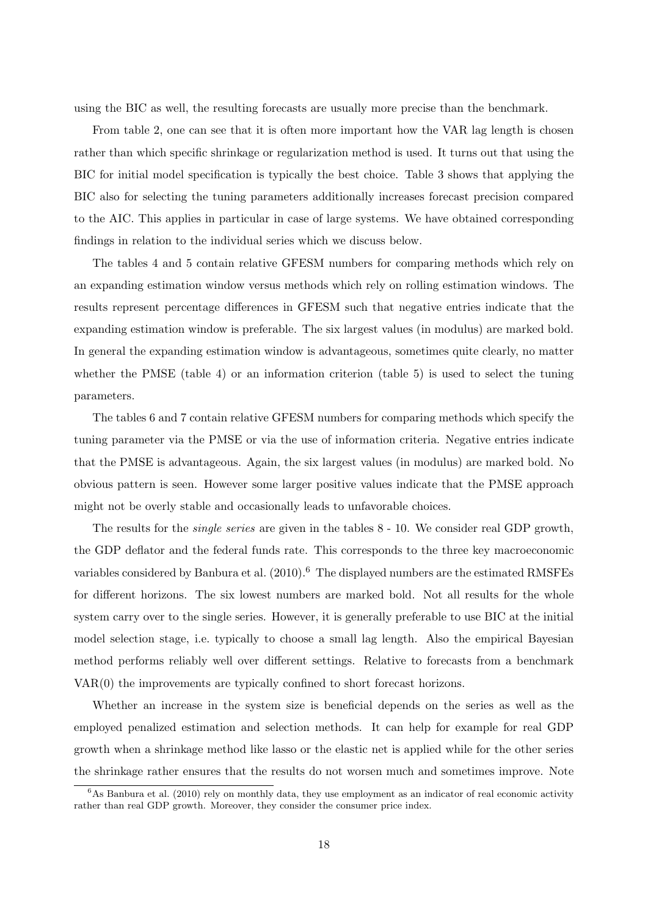using the BIC as well, the resulting forecasts are usually more precise than the benchmark.

From table 2, one can see that it is often more important how the VAR lag length is chosen rather than which specific shrinkage or regularization method is used. It turns out that using the BIC for initial model specification is typically the best choice. Table 3 shows that applying the BIC also for selecting the tuning parameters additionally increases forecast precision compared to the AIC. This applies in particular in case of large systems. We have obtained corresponding findings in relation to the individual series which we discuss below.

The tables 4 and 5 contain relative GFESM numbers for comparing methods which rely on an expanding estimation window versus methods which rely on rolling estimation windows. The results represent percentage differences in GFESM such that negative entries indicate that the expanding estimation window is preferable. The six largest values (in modulus) are marked bold. In general the expanding estimation window is advantageous, sometimes quite clearly, no matter whether the PMSE (table 4) or an information criterion (table 5) is used to select the tuning parameters.

The tables 6 and 7 contain relative GFESM numbers for comparing methods which specify the tuning parameter via the PMSE or via the use of information criteria. Negative entries indicate that the PMSE is advantageous. Again, the six largest values (in modulus) are marked bold. No obvious pattern is seen. However some larger positive values indicate that the PMSE approach might not be overly stable and occasionally leads to unfavorable choices.

The results for the *single series* are given in the tables 8 - 10. We consider real GDP growth, the GDP deflator and the federal funds rate. This corresponds to the three key macroeconomic variables considered by Banbura et al. (2010).[6] The displayed numbers are the estimated RMSFEs for different horizons. The six lowest numbers are marked bold. Not all results for the whole system carry over to the single series. However, it is generally preferable to use BIC at the initial model selection stage, i.e. typically to choose a small lag length. Also the empirical Bayesian method performs reliably well over different settings. Relative to forecasts from a benchmark VAR(0) the improvements are typically confined to short forecast horizons.

Whether an increase in the system size is beneficial depends on the series as well as the employed penalized estimation and selection methods. It can help for example for real GDP growth when a shrinkage method like lasso or the elastic net is applied while for the other series the shrinkage rather ensures that the results do not worsen much and sometimes improve. Note

[6] As Banbura et al. (2010) rely on monthly data, they use employment as an indicator of real economic activity rather than real GDP growth. Moreover, they consider the consumer price index.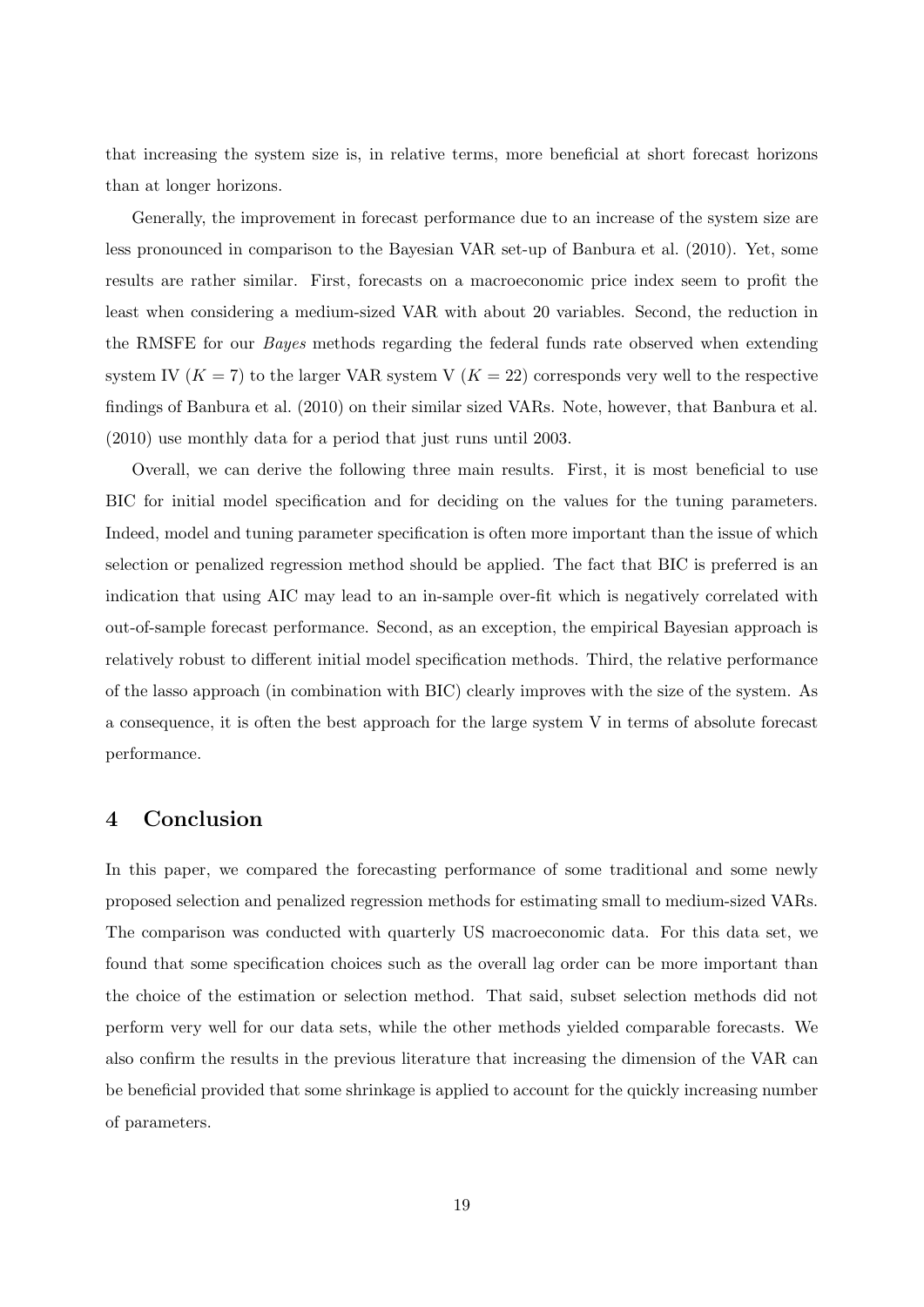that increasing the system size is, in relative terms, more beneficial at short forecast horizons than at longer horizons.

Generally, the improvement in forecast performance due to an increase of the system size are less pronounced in comparison to the Bayesian VAR set-up of Banbura et al. (2010). Yet, some results are rather similar. First, forecasts on a macroeconomic price index seem to profit the least when considering a medium-sized VAR with about 20 variables. Second, the reduction in the RMSFE for our *Bayes* methods regarding the federal funds rate observed when extending system IV ($K = 7$) to the larger VAR system V ($K = 22$) corresponds very well to the respective findings of Banbura et al. (2010) on their similar sized VARs. Note, however, that Banbura et al. (2010) use monthly data for a period that just runs until 2003.

Overall, we can derive the following three main results. First, it is most beneficial to use BIC for initial model specification and for deciding on the values for the tuning parameters. Indeed, model and tuning parameter specification is often more important than the issue of which selection or penalized regression method should be applied. The fact that BIC is preferred is an indication that using AIC may lead to an in-sample over-fit which is negatively correlated with out-of-sample forecast performance. Second, as an exception, the empirical Bayesian approach is relatively robust to different initial model specification methods. Third, the relative performance of the lasso approach (in combination with BIC) clearly improves with the size of the system. As a consequence, it is often the best approach for the large system V in terms of absolute forecast performance.

# 4 Conclusion

In this paper, we compared the forecasting performance of some traditional and some newly proposed selection and penalized regression methods for estimating small to medium-sized VARs. The comparison was conducted with quarterly US macroeconomic data. For this data set, we found that some specification choices such as the overall lag order can be more important than the choice of the estimation or selection method. That said, subset selection methods did not perform very well for our data sets, while the other methods yielded comparable forecasts. We also confirm the results in the previous literature that increasing the dimension of the VAR can be beneficial provided that some shrinkage is applied to account for the quickly increasing number of parameters.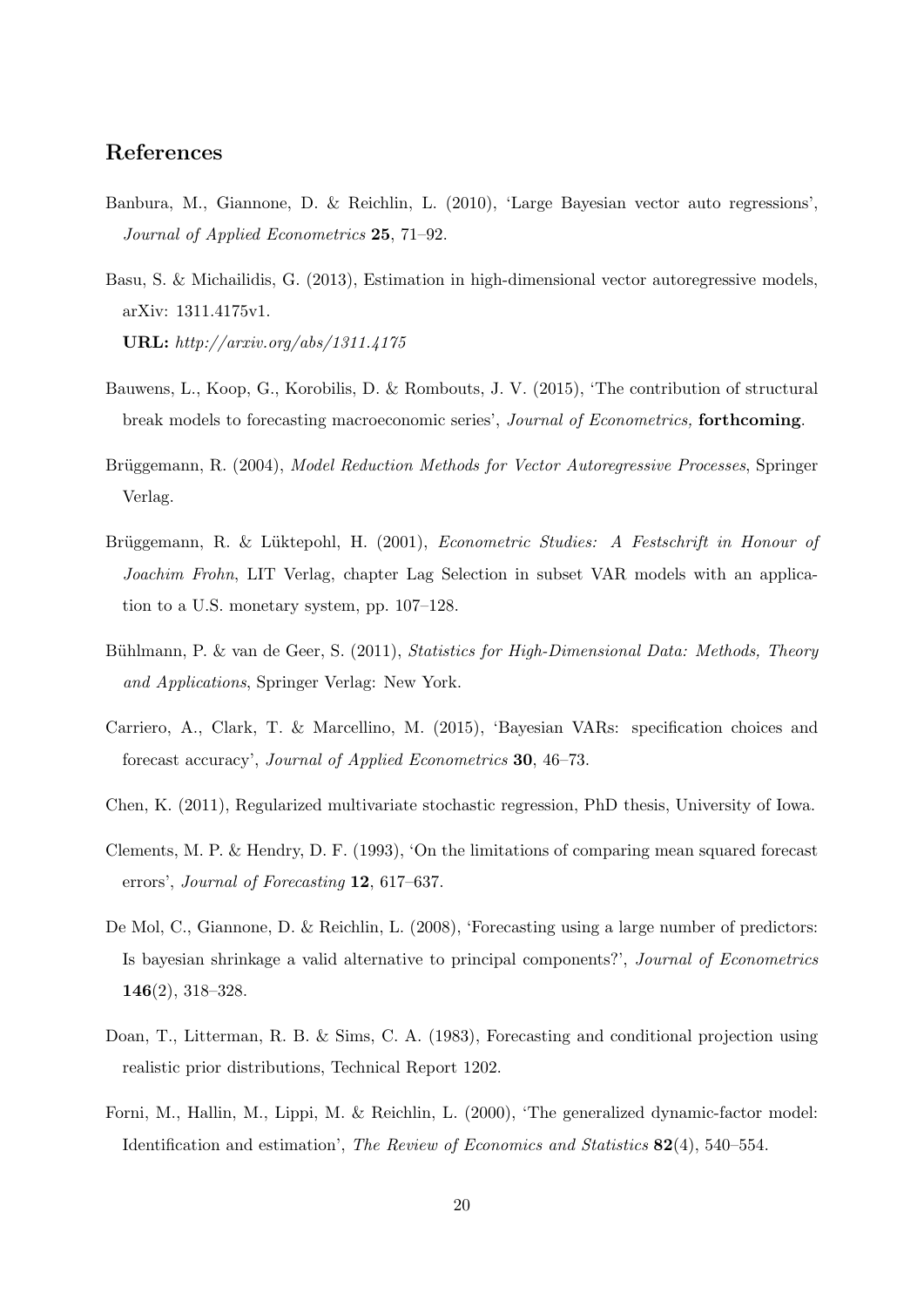## References

Banbura, M., Giannone, D. & Reichlin, L. (2010), 'Large Bayesian vector auto regressions', *Journal of Applied Econometrics* **25**, 71–92.

Basu, S. & Michailidis, G. (2013), Estimation in high-dimensional vector autoregressive models, arXiv: 1311.4175v1.
**URL:** *http://arxiv.org/abs/1311.4175*

Bauwens, L., Koop, G., Korobilis, D. & Rombouts, J. V. (2015), 'The contribution of structural break models to forecasting macroeconomic series', *Journal of Econometrics,* **forthcoming**.

Brüggemann, R. (2004), *Model Reduction Methods for Vector Autoregressive Processes*, Springer Verlag.

Brüggemann, R. & Lüktepohl, H. (2001), *Econometric Studies: A Festschrift in Honour of Joachim Frohn*, LIT Verlag, chapter Lag Selection in subset VAR models with an application to a U.S. monetary system, pp. 107–128.

Bühlmann, P. & van de Geer, S. (2011), *Statistics for High-Dimensional Data: Methods, Theory and Applications*, Springer Verlag: New York.

Carriero, A., Clark, T. & Marcellino, M. (2015), 'Bayesian VARs: specification choices and forecast accuracy', *Journal of Applied Econometrics* **30**, 46–73.

Chen, K. (2011), Regularized multivariate stochastic regression, PhD thesis, University of Iowa.

Clements, M. P. & Hendry, D. F. (1993), 'On the limitations of comparing mean squared forecast errors', *Journal of Forecasting* **12**, 617–637.

De Mol, C., Giannone, D. & Reichlin, L. (2008), 'Forecasting using a large number of predictors: Is bayesian shrinkage a valid alternative to principal components?', *Journal of Econometrics* **146**(2), 318–328.

Doan, T., Litterman, R. B. & Sims, C. A. (1983), Forecasting and conditional projection using realistic prior distributions, Technical Report 1202.

Forni, M., Hallin, M., Lippi, M. & Reichlin, L. (2000), 'The generalized dynamic-factor model: Identification and estimation', *The Review of Economics and Statistics* **82**(4), 540–554.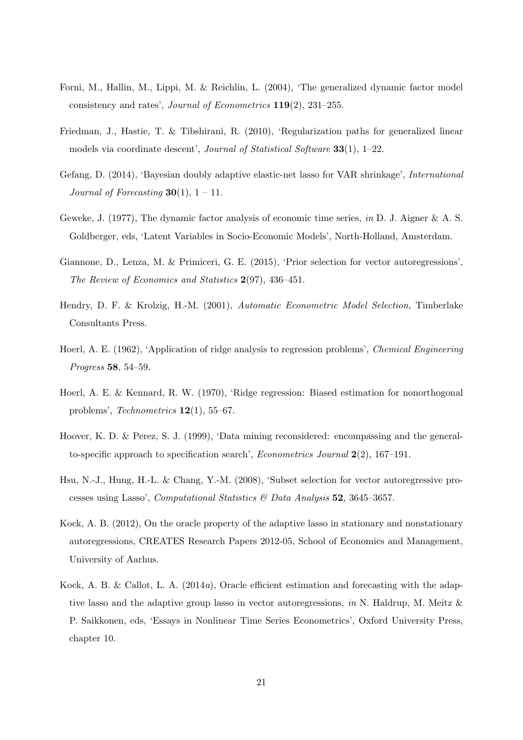Forni, M., Hallin, M., Lippi, M. & Reichlin, L. (2004), 'The generalized dynamic factor model consistency and rates', *Journal of Econometrics* **119**(2), 231–255.

Friedman, J., Hastie, T. & Tibshirani, R. (2010), 'Regularization paths for generalized linear models via coordinate descent', *Journal of Statistical Software* **33**(1), 1–22.

Gefang, D. (2014), 'Bayesian doubly adaptive elastic-net lasso for VAR shrinkage', *International Journal of Forecasting* **30**(1), 1 – 11.

Geweke, J. (1977), The dynamic factor analysis of economic time series, *in* D. J. Aigner & A. S. Goldberger, eds, 'Latent Variables in Socio-Economic Models', North-Holland, Amsterdam.

Giannone, D., Lenza, M. & Primiceri, G. E. (2015), 'Prior selection for vector autoregressions', *The Review of Economics and Statistics* **2**(97), 436–451.

Hendry, D. F. & Krolzig, H.-M. (2001), *Automatic Econometric Model Selection*, Timberlake Consultants Press.

Hoerl, A. E. (1962), 'Application of ridge analysis to regression problems', *Chemical Engineering Progress* **58**, 54–59.

Hoerl, A. E. & Kennard, R. W. (1970), 'Ridge regression: Biased estimation for nonorthogonal problems', *Technometrics* **12**(1), 55–67.

Hoover, K. D. & Perez, S. J. (1999), 'Data mining reconsidered: encompassing and the general-to-specific approach to specification search', *Econometrics Journal* **2**(2), 167–191.

Hsu, N.-J., Hung, H.-L. & Chang, Y.-M. (2008), 'Subset selection for vector autoregressive processes using Lasso', *Computational Statistics & Data Analysis* **52**, 3645–3657.

Kock, A. B. (2012), On the oracle property of the adaptive lasso in stationary and nonstationary autoregressions, CREATES Research Papers 2012-05, School of Economics and Management, University of Aarhus.

Kock, A. B. & Callot, L. A. (2014*a*), Oracle efficient estimation and forecasting with the adaptive lasso and the adaptive group lasso in vector autoregressions, *in* N. Haldrup, M. Meitz & P. Saikkonen, eds, 'Essays in Nonlinear Time Series Econometrics', Oxford University Press, chapter 10.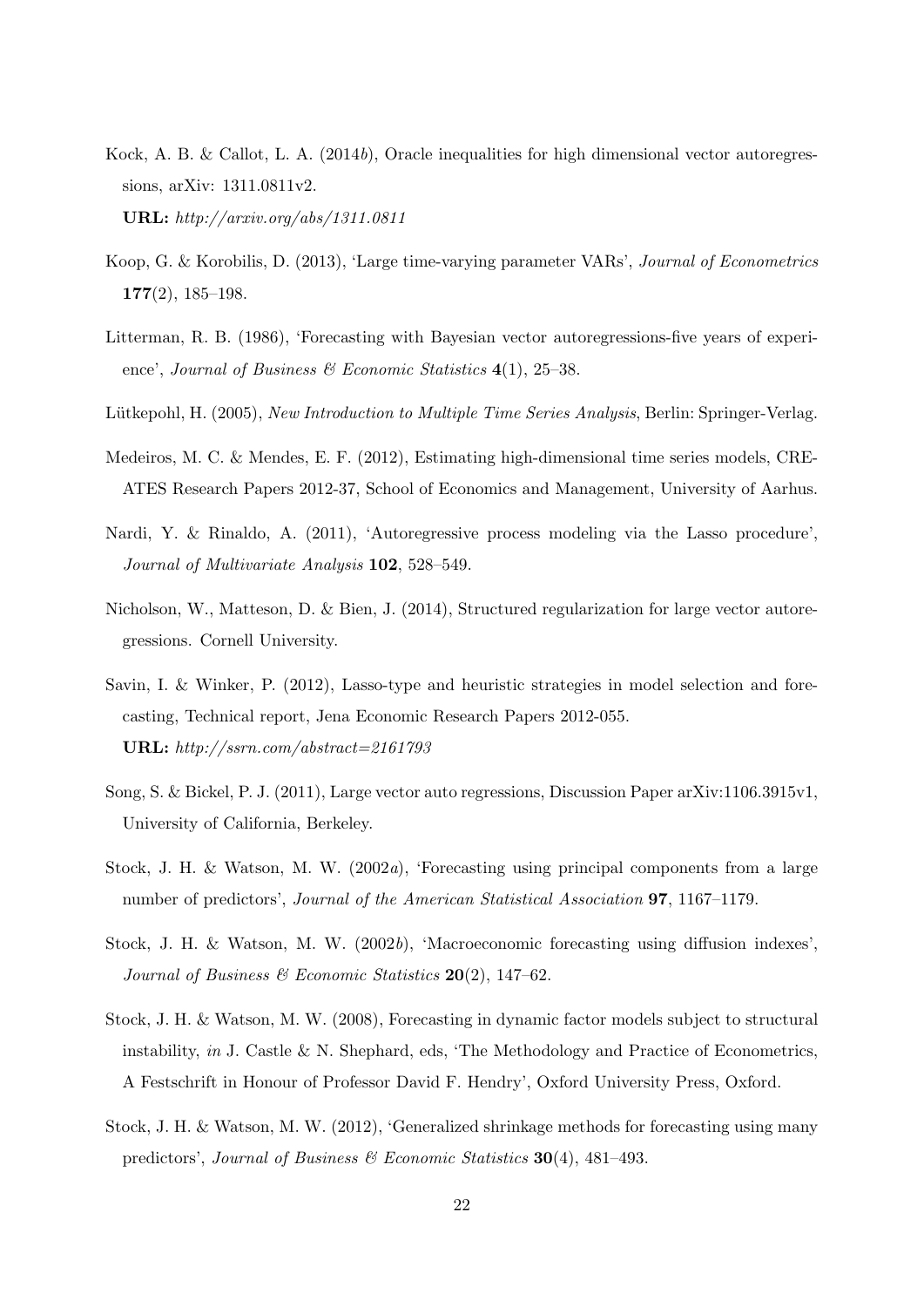Kock, A. B. & Callot, L. A. (2014*b*), Oracle inequalities for high dimensional vector autoregressions, arXiv: 1311.0811v2.
**URL:** *http://arxiv.org/abs/1311.0811*

Koop, G. & Korobilis, D. (2013), 'Large time-varying parameter VARs', *Journal of Econometrics* **177**(2), 185–198.

Litterman, R. B. (1986), 'Forecasting with Bayesian vector autoregressions-five years of experience', *Journal of Business & Economic Statistics* **4**(1), 25–38.

Lütkepohl, H. (2005), *New Introduction to Multiple Time Series Analysis*, Berlin: Springer-Verlag.

Medeiros, M. C. & Mendes, E. F. (2012), Estimating high-dimensional time series models, CREATES Research Papers 2012-37, School of Economics and Management, University of Aarhus.

Nardi, Y. & Rinaldo, A. (2011), 'Autoregressive process modeling via the Lasso procedure', *Journal of Multivariate Analysis* **102**, 528–549.

Nicholson, W., Matteson, D. & Bien, J. (2014), Structured regularization for large vector autoregressions. Cornell University.

Savin, I. & Winker, P. (2012), Lasso-type and heuristic strategies in model selection and forecasting, Technical report, Jena Economic Research Papers 2012-055.
**URL:** *http://ssrn.com/abstract=2161793*

Song, S. & Bickel, P. J. (2011), Large vector auto regressions, Discussion Paper arXiv:1106.3915v1, University of California, Berkeley.

Stock, J. H. & Watson, M. W. (2002*a*), 'Forecasting using principal components from a large number of predictors', *Journal of the American Statistical Association* **97**, 1167–1179.

Stock, J. H. & Watson, M. W. (2002*b*), 'Macroeconomic forecasting using diffusion indexes', *Journal of Business & Economic Statistics* **20**(2), 147–62.

Stock, J. H. & Watson, M. W. (2008), Forecasting in dynamic factor models subject to structural instability, *in* J. Castle & N. Shephard, eds, 'The Methodology and Practice of Econometrics, A Festschrift in Honour of Professor David F. Hendry', Oxford University Press, Oxford.

Stock, J. H. & Watson, M. W. (2012), 'Generalized shrinkage methods for forecasting using many predictors', *Journal of Business & Economic Statistics* **30**(4), 481–493.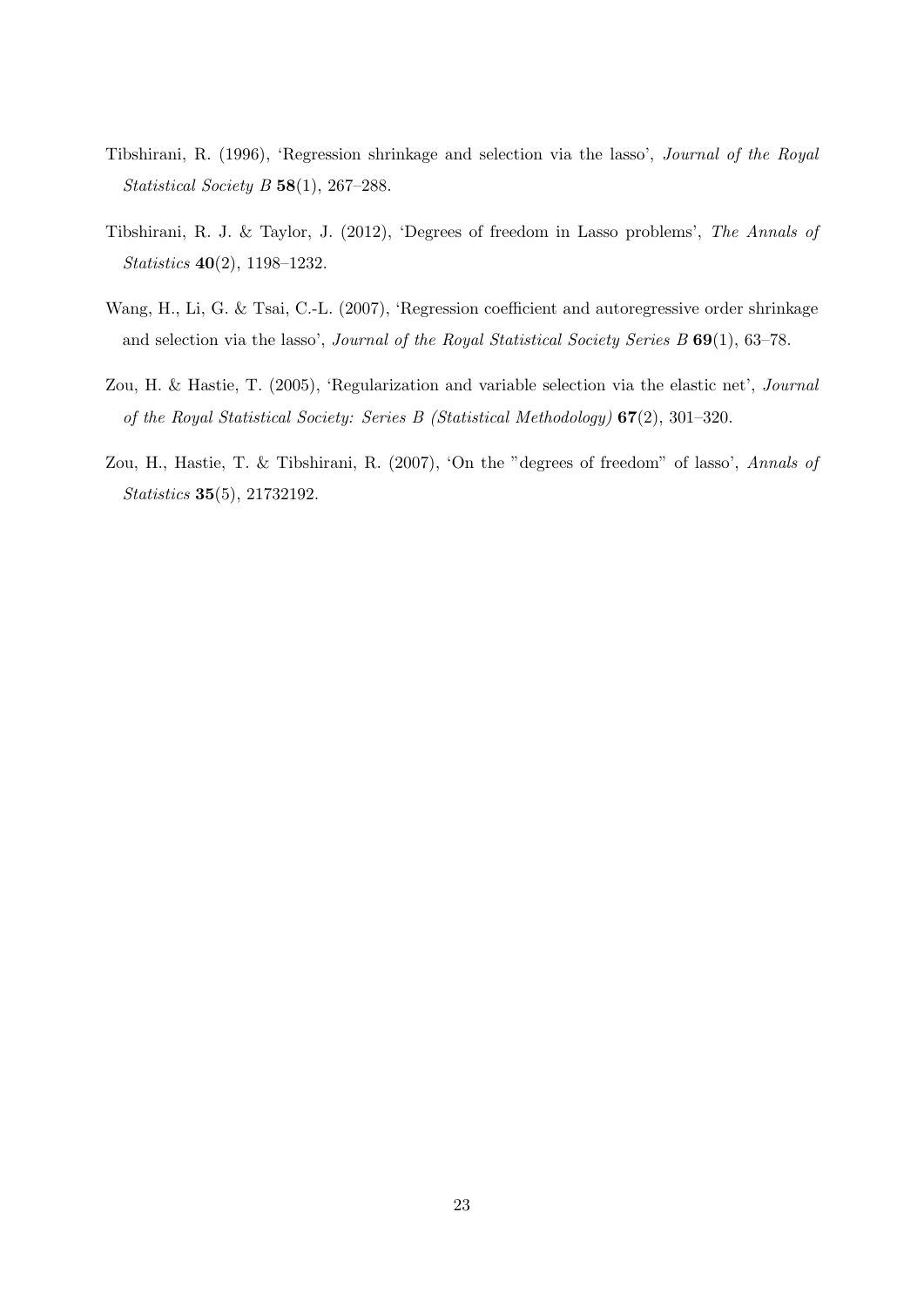Tibshirani, R. (1996), 'Regression shrinkage and selection via the lasso', *Journal of the Royal Statistical Society B* **58**(1), 267–288.

Tibshirani, R. J. & Taylor, J. (2012), 'Degrees of freedom in Lasso problems', *The Annals of Statistics* **40**(2), 1198–1232.

Wang, H., Li, G. & Tsai, C.-L. (2007), 'Regression coefficient and autoregressive order shrinkage and selection via the lasso', *Journal of the Royal Statistical Society Series B* **69**(1), 63–78.

Zou, H. & Hastie, T. (2005), 'Regularization and variable selection via the elastic net', *Journal of the Royal Statistical Society: Series B (Statistical Methodology)* **67**(2), 301–320.

Zou, H., Hastie, T. & Tibshirani, R. (2007), 'On the "degrees of freedom" of lasso', *Annals of Statistics* **35**(5), 21732192.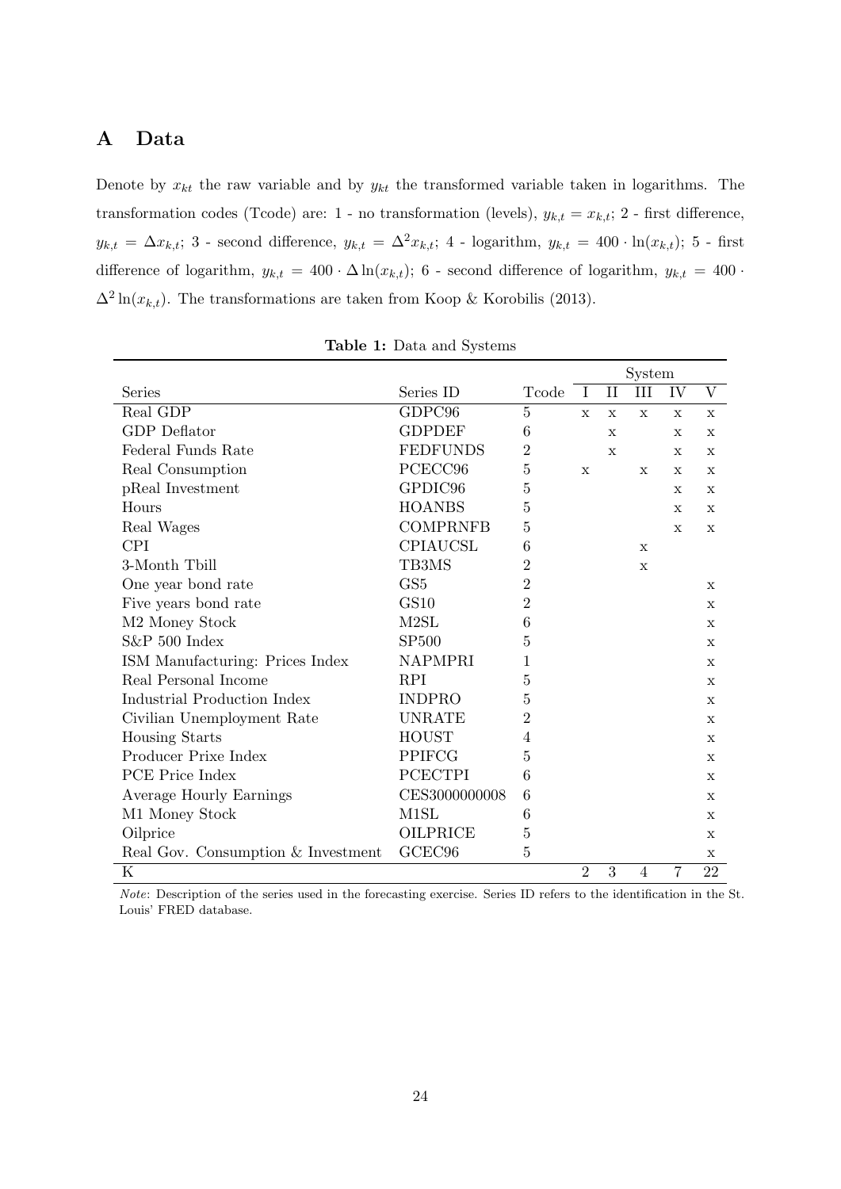# A Data

Denote by $x_{kt}$ the raw variable and by $y_{kt}$ the transformed variable taken in logarithms. The transformation codes (Tcode) are: 1 - no transformation (levels), $y_{k,t} = x_{k,t}$; 2 - first difference, $y_{k,t} = \Delta x_{k,t}$; 3 - second difference, $y_{k,t} = \Delta^2 x_{k,t}$; 4 - logarithm, $y_{k,t} = 400 \cdot \ln(x_{k,t})$; 5 - first difference of logarithm, $y_{k,t} = 400 \cdot \Delta \ln(x_{k,t})$; 6 - second difference of logarithm, $y_{k,t} = 400 \cdot \Delta^2 \ln(x_{k,t})$. The transformations are taken from Koop & Korobilis (2013).

**Table 1:** Data and Systems

| | | | System | | | | |
|---|---|---|---|---|---|---|---|
| Series | Series ID | Tcode | I | II | III | IV | V |
| Real GDP | GDPC96 | 5 | x | x | x | x | x |
| GDP Deflator | GDPDEF | 6 | | x | | x | x |
| Federal Funds Rate | FEDFUNDS | 2 | | x | | x | x |
| Real Consumption | PCECC96 | 5 | x | | x | x | x |
| pReal Investment | GPDIC96 | 5 | | | | x | x |
| Hours | HOANBS | 5 | | | | x | x |
| Real Wages | COMPRNFB | 5 | | | | x | x |
| CPI | CPIAUCSL | 6 | | | x | | |
| 3-Month Tbill | TB3MS | 2 | | | x | | |
| One year bond rate | GS5 | 2 | | | | | x |
| Five years bond rate | GS10 | 2 | | | | | x |
| M2 Money Stock | M2SL | 6 | | | | | x |
| S&P 500 Index | SP500 | 5 | | | | | x |
| ISM Manufacturing: Prices Index | NAPMPRI | 1 | | | | | x |
| Real Personal Income | RPI | 5 | | | | | x |
| Industrial Production Index | INDPRO | 5 | | | | | x |
| Civilian Unemployment Rate | UNRATE | 2 | | | | | x |
| Housing Starts | HOUST | 4 | | | | | x |
| Producer Prixe Index | PPIFCG | 5 | | | | | x |
| PCE Price Index | PCECTPI | 6 | | | | | x |
| Average Hourly Earnings | CES3000000008 | 6 | | | | | x |
| M1 Money Stock | M1SL | 6 | | | | | x |
| Oilprice | OILPRICE | 5 | | | | | x |
| Real Gov. Consumption & Investment | GCEC96 | 5 | | | | | x |
| K | | | 2 | 3 | 4 | 7 | 22 |

*Note*: Description of the series used in the forecasting exercise. Series ID refers to the identification in the St. Louis' FRED database.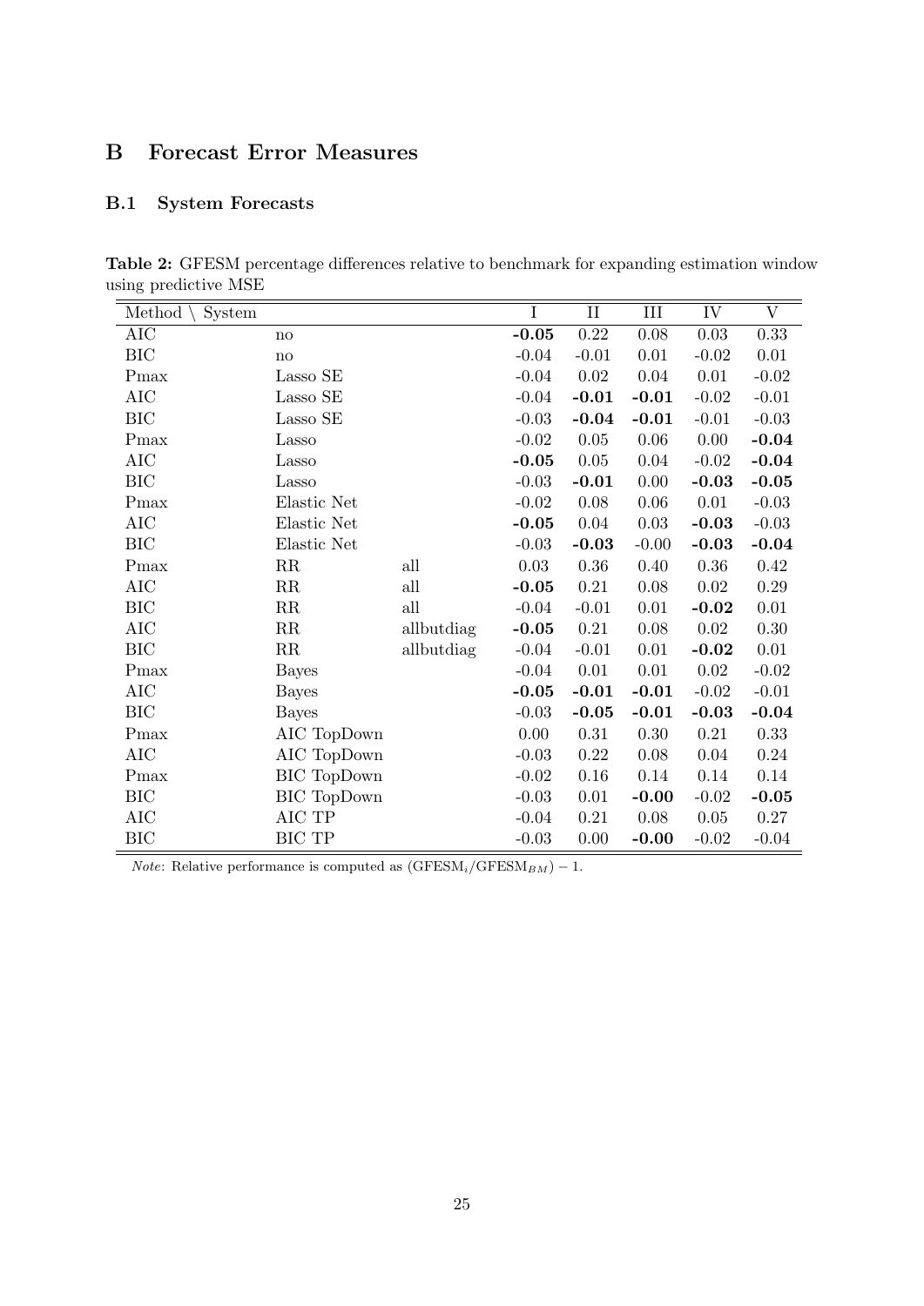# B Forecast Error Measures

## B.1 System Forecasts

**Table 2:** GFESM percentage differences relative to benchmark for expanding estimation window using predictive MSE

| Method \ System | | | I | II | III | IV | V |
|---|---|---|---|---|---|---|---|
| AIC | no | | **-0.05** | 0.22 | 0.08 | 0.03 | 0.33 |
| BIC | no | | -0.04 | -0.01 | 0.01 | -0.02 | 0.01 |
| Pmax | Lasso SE | | -0.04 | 0.02 | 0.04 | 0.01 | -0.02 |
| AIC | Lasso SE | | -0.04 | **-0.01** | **-0.01** | -0.02 | -0.01 |
| BIC | Lasso SE | | -0.03 | **-0.04** | **-0.01** | -0.01 | -0.03 |
| Pmax | Lasso | | -0.02 | 0.05 | 0.06 | 0.00 | **-0.04** |
| AIC | Lasso | | **-0.05** | 0.05 | 0.04 | -0.02 | **-0.04** |
| BIC | Lasso | | -0.03 | **-0.01** | 0.00 | **-0.03** | **-0.05** |
| Pmax | Elastic Net | | -0.02 | 0.08 | 0.06 | 0.01 | -0.03 |
| AIC | Elastic Net | | **-0.05** | 0.04 | 0.03 | **-0.03** | -0.03 |
| BIC | Elastic Net | | -0.03 | **-0.03** | -0.00 | **-0.03** | **-0.04** |
| Pmax | RR | all | 0.03 | 0.36 | 0.40 | 0.36 | 0.42 |
| AIC | RR | all | **-0.05** | 0.21 | 0.08 | 0.02 | 0.29 |
| BIC | RR | all | -0.04 | -0.01 | 0.01 | **-0.02** | 0.01 |
| AIC | RR | allbutdiag | **-0.05** | 0.21 | 0.08 | 0.02 | 0.30 |
| BIC | RR | allbutdiag | -0.04 | -0.01 | 0.01 | **-0.02** | 0.01 |
| Pmax | Bayes | | -0.04 | 0.01 | 0.01 | 0.02 | -0.02 |
| AIC | Bayes | | **-0.05** | **-0.01** | **-0.01** | -0.02 | -0.01 |
| BIC | Bayes | | -0.03 | **-0.05** | **-0.01** | **-0.03** | **-0.04** |
| Pmax | AIC TopDown | | 0.00 | 0.31 | 0.30 | 0.21 | 0.33 |
| AIC | AIC TopDown | | -0.03 | 0.22 | 0.08 | 0.04 | 0.24 |
| Pmax | BIC TopDown | | -0.02 | 0.16 | 0.14 | 0.14 | 0.14 |
| BIC | BIC TopDown | | -0.03 | 0.01 | **-0.00** | -0.02 | **-0.05** |
| AIC | AIC TP | | -0.04 | 0.21 | 0.08 | 0.05 | 0.27 |
| BIC | BIC TP | | -0.03 | 0.00 | **-0.00** | -0.02 | -0.04 |

*Note*: Relative performance is computed as $(\text{GFESM}_i/\text{GFESM}_{BM}) - 1$.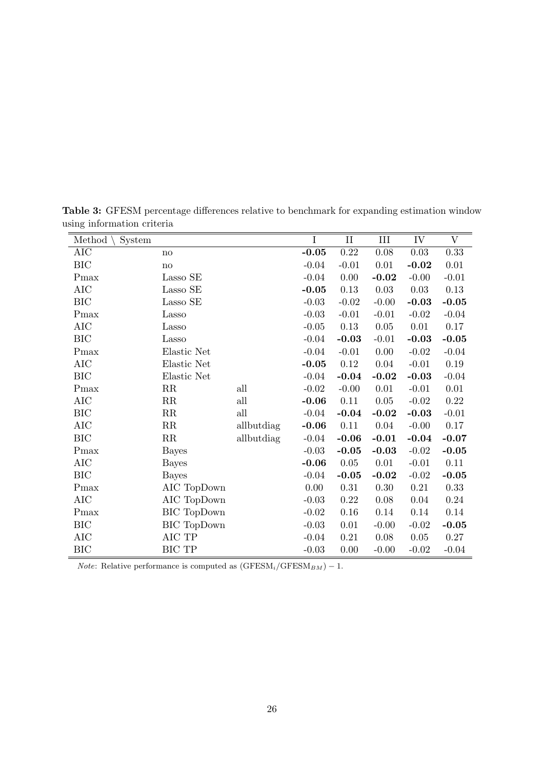**Table 3:** GFESM percentage differences relative to benchmark for expanding estimation window using information criteria

| Method \ System | | | I | II | III | IV | V |
|---|---|---|---|---|---|---|---|
| AIC | no | | **-0.05** | 0.22 | 0.08 | 0.03 | 0.33 |
| BIC | no | | -0.04 | -0.01 | 0.01 | **-0.02** | 0.01 |
| Pmax | Lasso SE | | -0.04 | 0.00 | **-0.02** | -0.00 | -0.01 |
| AIC | Lasso SE | | **-0.05** | 0.13 | 0.03 | 0.03 | 0.13 |
| BIC | Lasso SE | | -0.03 | -0.02 | -0.00 | **-0.03** | **-0.05** |
| Pmax | Lasso | | -0.03 | -0.01 | -0.01 | -0.02 | -0.04 |
| AIC | Lasso | | -0.05 | 0.13 | 0.05 | 0.01 | 0.17 |
| BIC | Lasso | | -0.04 | **-0.03** | -0.01 | **-0.03** | **-0.05** |
| Pmax | Elastic Net | | -0.04 | -0.01 | 0.00 | -0.02 | -0.04 |
| AIC | Elastic Net | | **-0.05** | 0.12 | 0.04 | -0.01 | 0.19 |
| BIC | Elastic Net | | -0.04 | **-0.04** | **-0.02** | **-0.03** | -0.04 |
| Pmax | RR | all | -0.02 | -0.00 | 0.01 | -0.01 | 0.01 |
| AIC | RR | all | **-0.06** | 0.11 | 0.05 | -0.02 | 0.22 |
| BIC | RR | all | -0.04 | **-0.04** | **-0.02** | **-0.03** | -0.01 |
| AIC | RR | allbutdiag | **-0.06** | 0.11 | 0.04 | -0.00 | 0.17 |
| BIC | RR | allbutdiag | -0.04 | **-0.06** | **-0.01** | **-0.04** | **-0.07** |
| Pmax | Bayes | | -0.03 | **-0.05** | **-0.03** | -0.02 | **-0.05** |
| AIC | Bayes | | **-0.06** | 0.05 | 0.01 | -0.01 | 0.11 |
| BIC | Bayes | | -0.04 | **-0.05** | **-0.02** | -0.02 | **-0.05** |
| Pmax | AIC TopDown | | 0.00 | 0.31 | 0.30 | 0.21 | 0.33 |
| AIC | AIC TopDown | | -0.03 | 0.22 | 0.08 | 0.04 | 0.24 |
| Pmax | BIC TopDown | | -0.02 | 0.16 | 0.14 | 0.14 | 0.14 |
| BIC | BIC TopDown | | -0.03 | 0.01 | -0.00 | -0.02 | **-0.05** |
| AIC | AIC TP | | -0.04 | 0.21 | 0.08 | 0.05 | 0.27 |
| BIC | BIC TP | | -0.03 | 0.00 | -0.00 | -0.02 | -0.04 |

*Note*: Relative performance is computed as $(\text{GFESM}_i/\text{GFESM}_{BM}) - 1$.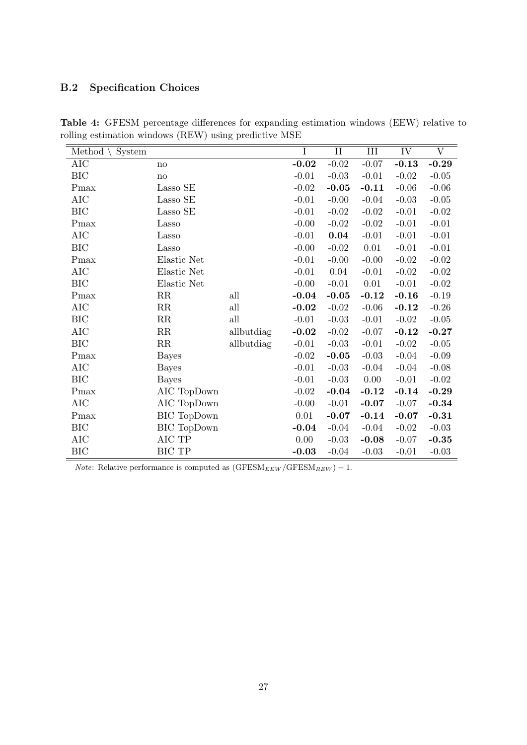### B.2 Specification Choices

**Table 4:** GFESM percentage differences for expanding estimation windows (EEW) relative to rolling estimation windows (REW) using predictive MSE

| Method \ System | | | I | II | III | IV | V |
|---|---|---|---|---|---|---|---|
| AIC | no | | **-0.02** | -0.02 | -0.07 | **-0.13** | **-0.29** |
| BIC | no | | -0.01 | -0.03 | -0.01 | -0.02 | -0.05 |
| Pmax | Lasso SE | | -0.02 | **-0.05** | **-0.11** | -0.06 | -0.06 |
| AIC | Lasso SE | | -0.01 | -0.00 | -0.04 | -0.03 | -0.05 |
| BIC | Lasso SE | | -0.01 | -0.02 | -0.02 | -0.01 | -0.02 |
| Pmax | Lasso | | -0.00 | -0.02 | -0.02 | -0.01 | -0.01 |
| AIC | Lasso | | -0.01 | **0.04** | -0.01 | -0.01 | -0.01 |
| BIC | Lasso | | -0.00 | -0.02 | 0.01 | -0.01 | -0.01 |
| Pmax | Elastic Net | | -0.01 | -0.00 | -0.00 | -0.02 | -0.02 |
| AIC | Elastic Net | | -0.01 | 0.04 | -0.01 | -0.02 | -0.02 |
| BIC | Elastic Net | | -0.00 | -0.01 | 0.01 | -0.01 | -0.02 |
| Pmax | RR | all | **-0.04** | **-0.05** | **-0.12** | **-0.16** | -0.19 |
| AIC | RR | all | **-0.02** | -0.02 | -0.06 | **-0.12** | -0.26 |
| BIC | RR | all | -0.01 | -0.03 | -0.01 | -0.02 | -0.05 |
| AIC | RR | allbutdiag | **-0.02** | -0.02 | -0.07 | **-0.12** | **-0.27** |
| BIC | RR | allbutdiag | -0.01 | -0.03 | -0.01 | -0.02 | -0.05 |
| Pmax | Bayes | | -0.02 | **-0.05** | -0.03 | -0.04 | -0.09 |
| AIC | Bayes | | -0.01 | -0.03 | -0.04 | -0.04 | -0.08 |
| BIC | Bayes | | -0.01 | -0.03 | 0.00 | -0.01 | -0.02 |
| Pmax | AIC TopDown | | -0.02 | **-0.04** | **-0.12** | **-0.14** | **-0.29** |
| AIC | AIC TopDown | | -0.00 | -0.01 | **-0.07** | -0.07 | **-0.34** |
| Pmax | BIC TopDown | | 0.01 | **-0.07** | **-0.14** | **-0.07** | **-0.31** |
| BIC | BIC TopDown | | **-0.04** | -0.04 | -0.04 | -0.02 | -0.03 |
| AIC | AIC TP | | 0.00 | -0.03 | **-0.08** | -0.07 | **-0.35** |
| BIC | BIC TP | | **-0.03** | -0.04 | -0.03 | -0.01 | -0.03 |

*Note*: Relative performance is computed as $(\text{GFESM}_{EEW}/\text{GFESM}_{REW}) - 1$.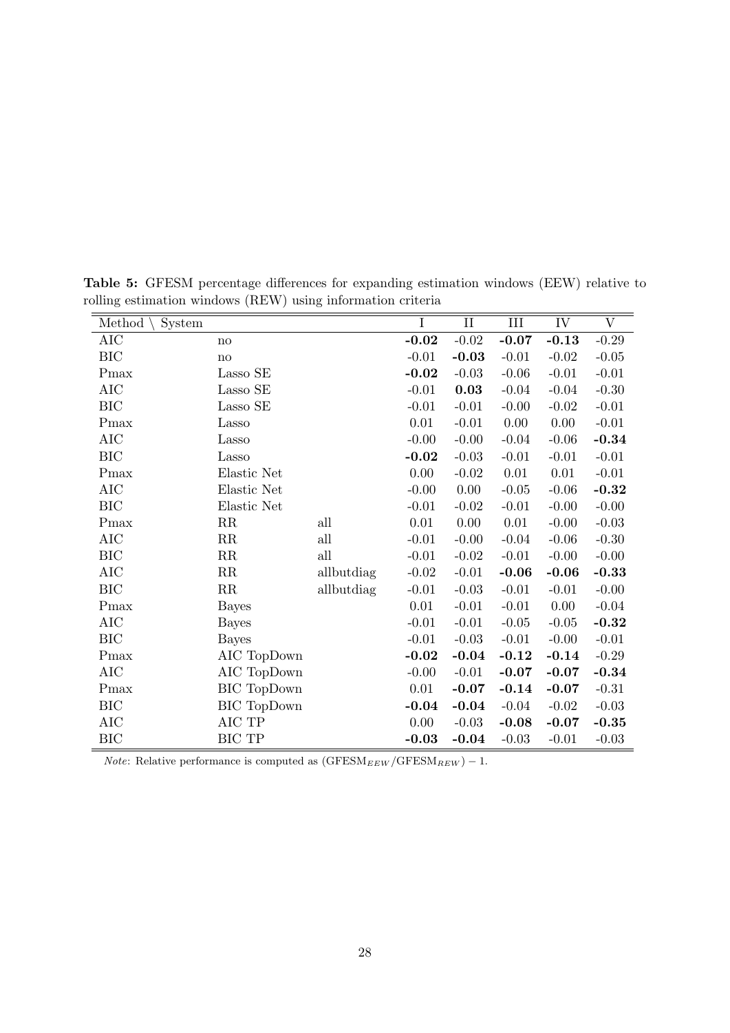**Table 5:** GFESM percentage differences for expanding estimation windows (EEW) relative to rolling estimation windows (REW) using information criteria

| Method \ System | | | I | II | III | IV | V |
|---|---|---|---|---|---|---|---|
| AIC | no | | **-0.02** | -0.02 | **-0.07** | **-0.13** | -0.29 |
| BIC | no | | -0.01 | **-0.03** | -0.01 | -0.02 | -0.05 |
| Pmax | Lasso SE | | **-0.02** | -0.03 | -0.06 | -0.01 | -0.01 |
| AIC | Lasso SE | | -0.01 | **0.03** | -0.04 | -0.04 | -0.30 |
| BIC | Lasso SE | | -0.01 | -0.01 | -0.00 | -0.02 | -0.01 |
| Pmax | Lasso | | 0.01 | -0.01 | 0.00 | 0.00 | -0.01 |
| AIC | Lasso | | -0.00 | -0.00 | -0.04 | -0.06 | **-0.34** |
| BIC | Lasso | | **-0.02** | -0.03 | -0.01 | -0.01 | -0.01 |
| Pmax | Elastic Net | | 0.00 | -0.02 | 0.01 | 0.01 | -0.01 |
| AIC | Elastic Net | | -0.00 | 0.00 | -0.05 | -0.06 | **-0.32** |
| BIC | Elastic Net | | -0.01 | -0.02 | -0.01 | -0.00 | -0.00 |
| Pmax | RR | all | 0.01 | 0.00 | 0.01 | -0.00 | -0.03 |
| AIC | RR | all | -0.01 | -0.00 | -0.04 | -0.06 | -0.30 |
| BIC | RR | all | -0.01 | -0.02 | -0.01 | -0.00 | -0.00 |
| AIC | RR | allbutdiag | -0.02 | -0.01 | **-0.06** | **-0.06** | **-0.33** |
| BIC | RR | allbutdiag | -0.01 | -0.03 | -0.01 | -0.01 | -0.00 |
| Pmax | Bayes | | 0.01 | -0.01 | -0.01 | 0.00 | -0.04 |
| AIC | Bayes | | -0.01 | -0.01 | -0.05 | -0.05 | **-0.32** |
| BIC | Bayes | | -0.01 | -0.03 | -0.01 | -0.00 | -0.01 |
| Pmax | AIC TopDown | | **-0.02** | **-0.04** | **-0.12** | **-0.14** | -0.29 |
| AIC | AIC TopDown | | -0.00 | -0.01 | **-0.07** | **-0.07** | **-0.34** |
| Pmax | BIC TopDown | | 0.01 | **-0.07** | **-0.14** | **-0.07** | -0.31 |
| BIC | BIC TopDown | | **-0.04** | **-0.04** | -0.04 | -0.02 | -0.03 |
| AIC | AIC TP | | 0.00 | -0.03 | **-0.08** | **-0.07** | **-0.35** |
| BIC | BIC TP | | **-0.03** | **-0.04** | -0.03 | -0.01 | -0.03 |

*Note*: Relative performance is computed as $(\text{GFESM}_{EEW}/\text{GFESM}_{REW}) - 1$.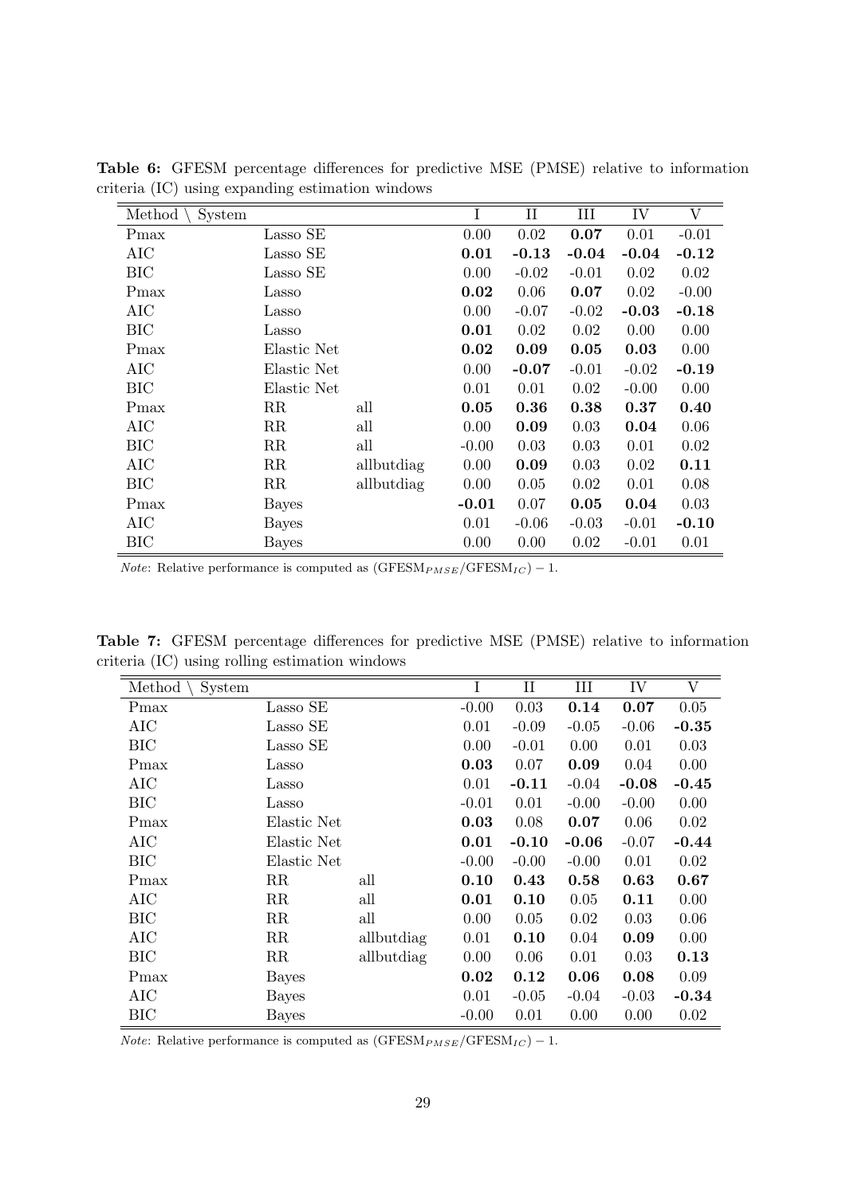**Table 6:** GFESM percentage differences for predictive MSE (PMSE) relative to information criteria (IC) using expanding estimation windows

| Method \ System | | | I | II | III | IV | V |
|---|---|---|---|---|---|---|---|
| Pmax | Lasso SE | | 0.00 | 0.02 | **0.07** | 0.01 | -0.01 |
| AIC | Lasso SE | | **0.01** | **-0.13** | **-0.04** | **-0.04** | **-0.12** |
| BIC | Lasso SE | | 0.00 | -0.02 | -0.01 | 0.02 | 0.02 |
| Pmax | Lasso | | **0.02** | 0.06 | **0.07** | 0.02 | -0.00 |
| AIC | Lasso | | 0.00 | -0.07 | -0.02 | **-0.03** | **-0.18** |
| BIC | Lasso | | **0.01** | 0.02 | 0.02 | 0.00 | 0.00 |
| Pmax | Elastic Net | | **0.02** | **0.09** | **0.05** | **0.03** | 0.00 |
| AIC | Elastic Net | | 0.00 | **-0.07** | -0.01 | -0.02 | **-0.19** |
| BIC | Elastic Net | | 0.01 | 0.01 | 0.02 | -0.00 | 0.00 |
| Pmax | RR | all | **0.05** | **0.36** | **0.38** | **0.37** | **0.40** |
| AIC | RR | all | 0.00 | **0.09** | 0.03 | **0.04** | 0.06 |
| BIC | RR | all | -0.00 | 0.03 | 0.03 | 0.01 | 0.02 |
| AIC | RR | allbutdiag | 0.00 | **0.09** | 0.03 | 0.02 | **0.11** |
| BIC | RR | allbutdiag | 0.00 | 0.05 | 0.02 | 0.01 | 0.08 |
| Pmax | Bayes | | **-0.01** | 0.07 | **0.05** | **0.04** | 0.03 |
| AIC | Bayes | | 0.01 | -0.06 | -0.03 | -0.01 | **-0.10** |
| BIC | Bayes | | 0.00 | 0.00 | 0.02 | -0.01 | 0.01 |

*Note*: Relative performance is computed as $(\text{GFESM}_{PMSE}/\text{GFESM}_{IC}) - 1$.

**Table 7:** GFESM percentage differences for predictive MSE (PMSE) relative to information criteria (IC) using rolling estimation windows

| Method \ System | | | I | II | III | IV | V |
|---|---|---|---|---|---|---|---|
| Pmax | Lasso SE | | -0.00 | 0.03 | **0.14** | **0.07** | 0.05 |
| AIC | Lasso SE | | 0.01 | -0.09 | -0.05 | -0.06 | **-0.35** |
| BIC | Lasso SE | | 0.00 | -0.01 | 0.00 | 0.01 | 0.03 |
| Pmax | Lasso | | **0.03** | 0.07 | **0.09** | 0.04 | 0.00 |
| AIC | Lasso | | 0.01 | **-0.11** | -0.04 | **-0.08** | **-0.45** |
| BIC | Lasso | | -0.01 | 0.01 | -0.00 | -0.00 | 0.00 |
| Pmax | Elastic Net | | **0.03** | 0.08 | **0.07** | 0.06 | 0.02 |
| AIC | Elastic Net | | **0.01** | **-0.10** | **-0.06** | -0.07 | **-0.44** |
| BIC | Elastic Net | | -0.00 | -0.00 | -0.00 | 0.01 | 0.02 |
| Pmax | RR | all | **0.10** | **0.43** | **0.58** | **0.63** | **0.67** |
| AIC | RR | all | **0.01** | **0.10** | 0.05 | **0.11** | 0.00 |
| BIC | RR | all | 0.00 | 0.05 | 0.02 | 0.03 | 0.06 |
| AIC | RR | allbutdiag | 0.01 | **0.10** | 0.04 | **0.09** | 0.00 |
| BIC | RR | allbutdiag | 0.00 | 0.06 | 0.01 | 0.03 | **0.13** |
| Pmax | Bayes | | **0.02** | **0.12** | **0.06** | **0.08** | 0.09 |
| AIC | Bayes | | 0.01 | -0.05 | -0.04 | -0.03 | **-0.34** |
| BIC | Bayes | | -0.00 | 0.01 | 0.00 | 0.00 | 0.02 |

*Note*: Relative performance is computed as $(\text{GFESM}_{PMSE}/\text{GFESM}_{IC}) - 1$.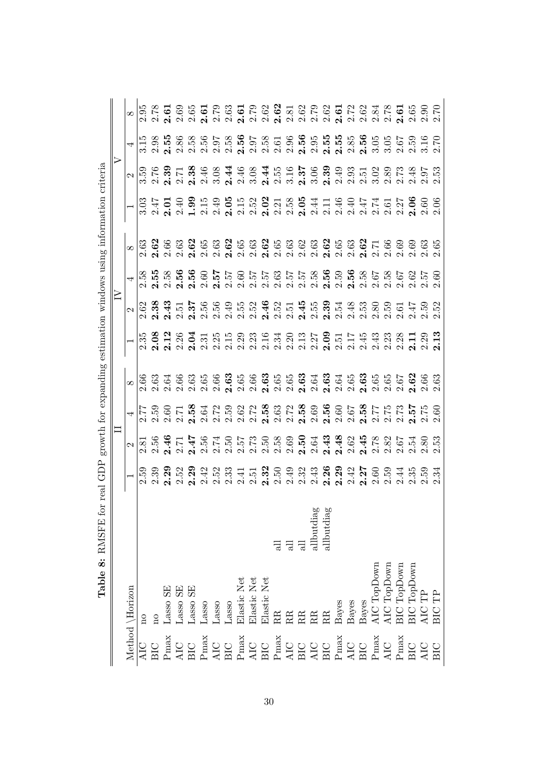**Table 8:** RMSFE for real GDP growth for expanding estimation windows using information criteria

| Method \ Horizon | | | II | | | | IV | | | | V | | | |
|---|---|---|---|---|---|---|---|---|---|---|---|---|---|---|
| | | | 1 | 2 | 4 | 8 | 1 | 2 | 4 | 8 | 1 | 2 | 4 | 8 |
| AIC | no | | 2.59 | 2.81 | 2.77 | 2.66 | 2.35 | 2.62 | 2.58 | 2.63 | 3.03 | 3.59 | 3.15 | 2.95 |
| BIC | no | | 2.39 | 2.56 | 2.59 | 2.63 | **2.08** | **2.38** | **2.55** | **2.62** | 2.47 | 2.76 | 2.98 | 2.78 |
| Pmax | Lasso SE | | **2.29** | **2.46** | 2.60 | 2.64 | **2.12** | **2.43** | 2.58 | 2.66 | **2.01** | **2.39** | **2.55** | **2.61** |
| AIC | Lasso SE | | 2.52 | 2.71 | 2.71 | 2.66 | 2.26 | 2.51 | **2.56** | 2.63 | 2.40 | 2.71 | 2.86 | 2.69 |
| BIC | Lasso SE | | **2.29** | **2.47** | **2.58** | 2.63 | **2.04** | **2.37** | **2.56** | **2.62** | **1.99** | **2.38** | 2.58 | 2.65 |
| Pmax | Lasso | | 2.42 | 2.56 | 2.64 | 2.65 | 2.31 | 2.56 | 2.60 | 2.65 | 2.15 | 2.46 | 2.56 | **2.61** |
| AIC | Lasso | | 2.52 | 2.74 | 2.72 | 2.66 | 2.25 | 2.56 | **2.57** | 2.63 | 2.49 | 3.08 | 2.97 | 2.79 |
| BIC | Lasso | | 2.33 | 2.50 | 2.59 | **2.63** | 2.15 | 2.49 | 2.57 | **2.62** | **2.05** | **2.44** | 2.58 | 2.63 |
| Pmax | Elastic Net | | 2.41 | 2.57 | 2.62 | 2.65 | 2.29 | 2.55 | 2.60 | 2.65 | 2.15 | 2.46 | **2.56** | **2.61** |
| AIC | Elastic Net | | 2.51 | 2.73 | 2.72 | 2.66 | 2.23 | 2.52 | 2.57 | 2.63 | 2.52 | 3.08 | 2.97 | 2.79 |
| BIC | Elastic Net | | **2.32** | 2.50 | **2.58** | **2.63** | 2.16 | **2.46** | 2.57 | **2.62** | **2.02** | **2.44** | 2.58 | 2.62 |
| Pmax | RR | all | 2.50 | 2.58 | 2.63 | 2.65 | 2.34 | 2.52 | 2.63 | 2.65 | 2.21 | 2.55 | 2.61 | **2.62** |
| AIC | RR | all | 2.49 | 2.69 | 2.72 | 2.65 | 2.20 | 2.51 | 2.57 | 2.63 | 2.58 | 3.16 | 2.96 | 2.81 |
| BIC | RR | all | 2.32 | **2.50** | **2.58** | **2.63** | 2.13 | **2.45** | 2.57 | 2.62 | **2.05** | **2.37** | **2.56** | 2.62 |
| AIC | RR | allbutdiag | 2.43 | 2.64 | 2.69 | 2.64 | 2.27 | 2.55 | 2.58 | 2.63 | 2.44 | 3.06 | 2.95 | 2.79 |
| BIC | RR | allbutdiag | **2.26** | **2.43** | **2.56** | **2.63** | **2.09** | **2.39** | **2.56** | **2.62** | 2.11 | **2.39** | **2.55** | 2.62 |
| Pmax | Bayes | | **2.29** | **2.48** | 2.60 | 2.64 | 2.51 | 2.54 | 2.59 | 2.65 | 2.46 | 2.49 | **2.55** | **2.61** |
| AIC | Bayes | | 2.42 | 2.62 | 2.67 | 2.65 | 2.17 | 2.48 | **2.56** | 2.63 | 2.40 | 2.93 | 2.85 | 2.72 |
| BIC | Bayes | | **2.27** | **2.45** | **2.58** | **2.63** | 2.45 | 2.53 | 2.58 | **2.62** | 2.47 | 2.51 | **2.56** | 2.62 |
| Pmax | AIC TopDown | | 2.60 | 2.78 | 2.77 | 2.65 | 2.43 | 2.80 | 2.67 | 2.71 | 2.74 | 3.02 | 3.05 | 2.84 |
| AIC | AIC TopDown | | 2.59 | 2.82 | 2.75 | 2.65 | 2.23 | 2.59 | 2.58 | 2.66 | 2.61 | 2.89 | 3.05 | 2.78 |
| Pmax | BIC TopDown | | 2.44 | 2.67 | 2.73 | 2.67 | 2.28 | 2.61 | 2.67 | 2.69 | 2.27 | 2.73 | 2.67 | **2.61** |
| BIC | BIC TopDown | | 2.35 | 2.54 | **2.57** | **2.62** | **2.11** | 2.47 | 2.62 | 2.69 | **2.06** | 2.48 | 2.59 | 2.65 |
| AIC | AIC TP | | 2.59 | 2.80 | 2.75 | 2.66 | 2.29 | 2.59 | 2.57 | 2.63 | 2.60 | 2.97 | 3.16 | 2.90 |
| BIC | BIC TP | | 2.34 | 2.53 | 2.60 | 2.63 | **2.13** | 2.52 | 2.60 | 2.65 | 2.06 | 2.53 | 2.70 | 2.70 |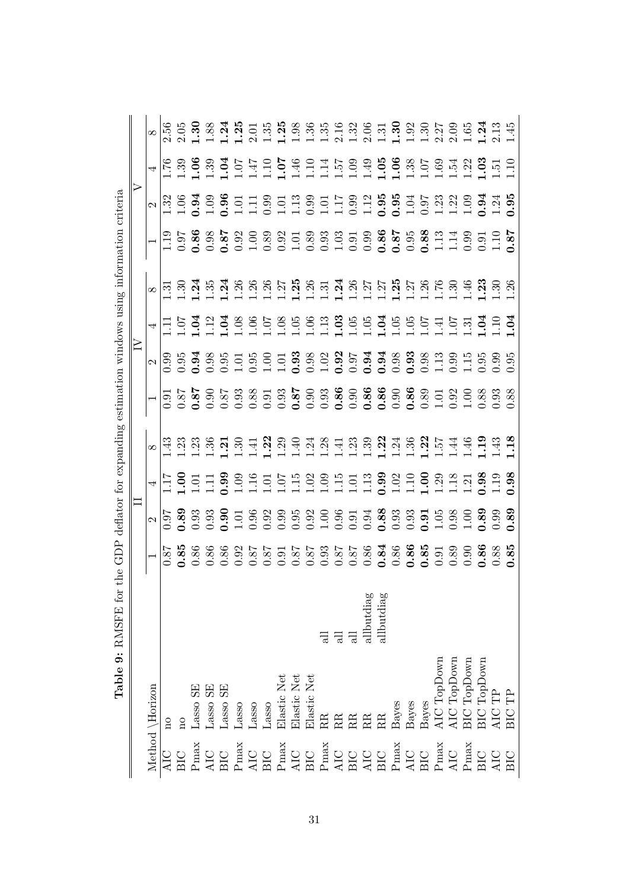**Table 9:** RMSFE for the GDP deflator for expanding estimation windows using information criteria

| Method \ Horizon | | | II | | | | IV | | | | V | | | |
|---|---|---|---|---|---|---|---|---|---|---|---|---|---|---|
| | | | 1 | 2 | 4 | 8 | 1 | 2 | 4 | 8 | 1 | 2 | 4 | 8 |
| AIC | no | | 0.87 | 0.97 | 1.17 | 1.43 | 0.91 | 0.99 | 1.11 | 1.31 | 1.19 | 1.32 | 1.76 | 2.56 |
| BIC | no | | **0.85** | **0.89** | **1.00** | 1.23 | 0.87 | 0.95 | 1.07 | 1.30 | 0.97 | 1.06 | 1.39 | 2.05 |
| Pmax | Lasso SE | | 0.86 | 0.93 | 1.01 | 1.23 | **0.87** | **0.94** | **1.04** | **1.24** | **0.86** | **0.94** | **1.06** | **1.30** |
| AIC | Lasso SE | | 0.86 | 0.93 | 1.11 | 1.36 | 0.90 | 0.98 | 1.12 | 1.35 | 0.98 | 1.09 | 1.39 | 1.88 |
| BIC | Lasso SE | | 0.86 | **0.90** | **0.99** | **1.21** | 0.87 | 0.95 | **1.04** | **1.24** | **0.87** | **0.96** | **1.04** | **1.24** |
| Pmax | Lasso | | 0.92 | 1.01 | 1.09 | 1.30 | 0.93 | 1.01 | 1.08 | 1.26 | 0.92 | 1.01 | 1.07 | **1.25** |
| AIC | Lasso | | 0.87 | 0.96 | 1.16 | 1.41 | 0.88 | 0.95 | 1.06 | 1.26 | 1.00 | 1.11 | 1.47 | 2.01 |
| BIC | Lasso | | 0.87 | 0.92 | 1.01 | **1.22** | 0.91 | 1.00 | 1.07 | 1.26 | 0.89 | 0.99 | 1.10 | 1.35 |
| Pmax | Elastic Net | | 0.91 | 0.99 | 1.07 | 1.29 | 0.93 | 1.01 | 1.08 | 1.27 | 0.92 | 1.01 | **1.07** | **1.25** |
| AIC | Elastic Net | | 0.87 | 0.95 | 1.15 | 1.40 | **0.87** | **0.93** | 1.05 | **1.25** | 1.01 | 1.13 | 1.46 | 1.98 |
| BIC | Elastic Net | | 0.87 | 0.92 | 1.02 | 1.24 | 0.90 | 0.98 | 1.06 | 1.26 | 0.89 | 0.99 | 1.10 | 1.36 |
| Pmax | RR | all | 0.93 | 1.00 | 1.09 | 1.28 | 0.93 | 1.02 | 1.13 | 1.31 | 0.93 | 1.01 | 1.14 | 1.35 |
| AIC | RR | all | 0.87 | 0.96 | 1.15 | 1.41 | **0.86** | **0.92** | **1.03** | **1.24** | 1.03 | 1.17 | 1.57 | 2.16 |
| BIC | RR | all | 0.87 | 0.91 | 1.01 | 1.23 | 0.90 | 0.97 | 1.05 | 1.26 | 0.91 | 0.99 | 1.09 | 1.32 |
| AIC | RR | allbutdiag | 0.86 | 0.94 | 1.13 | 1.39 | **0.86** | **0.94** | 1.05 | 1.27 | 0.99 | 1.12 | 1.49 | 2.06 |
| BIC | RR | allbutdiag | **0.84** | **0.88** | **0.99** | **1.22** | **0.86** | **0.94** | **1.04** | 1.27 | **0.86** | **0.95** | **1.05** | 1.31 |
| Pmax | Bayes | | 0.86 | 0.93 | 1.02 | 1.24 | 0.90 | 0.98 | 1.05 | **1.25** | **0.87** | **0.95** | **1.06** | **1.30** |
| AIC | Bayes | | **0.86** | 0.93 | 1.10 | 1.36 | **0.86** | **0.93** | 1.05 | 1.27 | 0.95 | 1.04 | 1.38 | 1.92 |
| BIC | Bayes | | **0.85** | **0.91** | **1.00** | **1.22** | 0.89 | 0.98 | 1.07 | 1.26 | **0.88** | 0.97 | 1.07 | 1.30 |
| Pmax | AIC TopDown | | 0.91 | 1.05 | 1.29 | 1.57 | 1.01 | 1.13 | 1.41 | 1.76 | 1.13 | 1.23 | 1.69 | 2.27 |
| AIC | AIC TopDown | | 0.89 | 0.98 | 1.18 | 1.44 | 0.92 | 0.99 | 1.07 | 1.30 | 1.14 | 1.22 | 1.54 | 2.09 |
| Pmax | BIC TopDown | | 0.90 | 1.00 | 1.21 | 1.46 | 1.00 | 1.15 | 1.31 | 1.46 | 0.99 | 1.09 | 1.22 | 1.65 |
| BIC | BIC TopDown | | **0.86** | **0.89** | **0.98** | **1.19** | 0.88 | 0.95 | **1.04** | **1.23** | 0.91 | **0.94** | **1.03** | **1.24** |
| AIC | AIC TP | | 0.88 | 0.99 | 1.19 | 1.43 | 0.93 | 0.99 | 1.10 | 1.30 | 1.10 | 1.24 | 1.51 | 2.13 |
| BIC | BIC TP | | **0.85** | **0.89** | **0.98** | **1.18** | 0.88 | 0.95 | **1.04** | 1.26 | **0.87** | **0.95** | 1.10 | 1.45 |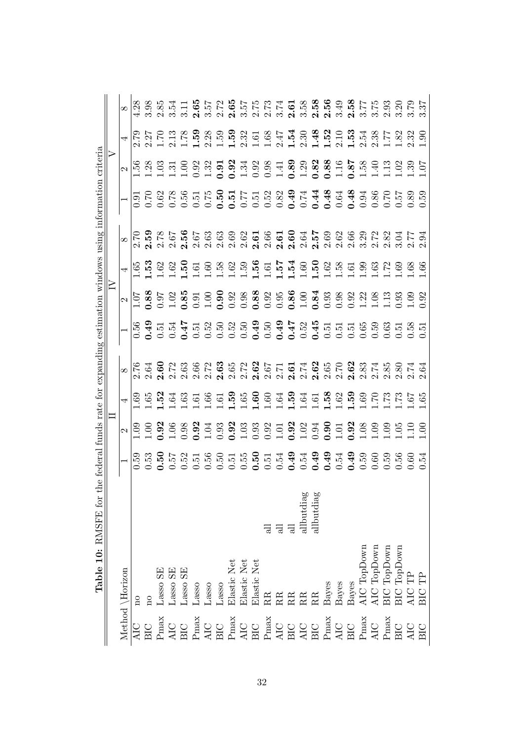**Table 10:** RMSFE for the federal funds rate for expanding estimation windows using information criteria

| Method \ Horizon | | | II | | | | IV | | | | V | | | |
|---|---|---|---|---|---|---|---|---|---|---|---|---|---|---|
| | | | 1 | 2 | 4 | 8 | 1 | 2 | 4 | 8 | 1 | 2 | 4 | 8 |
| AIC | no | | 0.59 | 1.09 | 1.69 | 2.76 | 0.56 | 1.07 | 1.65 | 2.70 | 0.91 | 1.56 | 2.79 | 4.28 |
| BIC | no | | 0.53 | 1.00 | 1.65 | 2.64 | **0.49** | **0.88** | **1.53** | **2.59** | 0.70 | 1.28 | 2.27 | 3.98 |
| Pmax | Lasso SE | | **0.50** | **0.92** | **1.52** | **2.60** | 0.51 | 0.97 | 1.62 | 2.78 | 0.62 | 1.03 | 1.70 | 2.85 |
| AIC | Lasso SE | | 0.57 | 1.06 | 1.64 | 2.72 | 0.54 | 1.02 | 1.62 | 2.67 | 0.78 | 1.31 | 2.13 | 3.54 |
| BIC | Lasso SE | | 0.52 | 0.98 | 1.63 | 2.63 | **0.47** | **0.85** | **1.50** | **2.56** | 0.56 | 1.00 | 1.78 | 3.11 |
| Pmax | Lasso | | 0.51 | **0.92** | 1.61 | 2.66 | 0.51 | 0.91 | 1.61 | 2.67 | 0.51 | 0.92 | **1.59** | **2.65** |
| AIC | Lasso | | 0.56 | 1.04 | 1.66 | 2.72 | 0.52 | 1.00 | 1.60 | 2.63 | 0.75 | 1.32 | 2.28 | 3.57 |
| BIC | Lasso | | 0.50 | 0.93 | 1.61 | **2.63** | 0.50 | **0.90** | 1.58 | 2.63 | **0.50** | **0.91** | 1.59 | 2.72 |
| Pmax | Elastic Net | | 0.51 | **0.92** | **1.59** | 2.65 | 0.52 | 0.92 | 1.62 | 2.69 | **0.51** | **0.92** | **1.59** | **2.65** |
| AIC | Elastic Net | | 0.55 | 1.03 | 1.65 | 2.72 | 0.50 | 0.98 | 1.59 | 2.62 | 0.77 | 1.34 | 2.32 | 3.57 |
| BIC | Elastic Net | | **0.50** | 0.93 | **1.60** | **2.62** | **0.49** | **0.88** | **1.56** | **2.61** | 0.51 | 0.92 | 1.61 | 2.75 |
| Pmax | RR | all | 0.51 | 0.92 | 1.60 | 2.67 | 0.50 | 0.92 | 1.61 | 2.66 | 0.52 | 0.98 | 1.68 | 2.73 |
| AIC | RR | all | 0.54 | 1.01 | 1.64 | 2.71 | **0.49** | 0.95 | **1.57** | **2.61** | 0.82 | 1.41 | 2.47 | 3.74 |
| BIC | RR | all | **0.49** | **0.92** | **1.59** | **2.61** | **0.47** | **0.86** | **1.54** | **2.60** | **0.49** | **0.89** | **1.54** | **2.61** |
| AIC | RR | allbutdiag | 0.54 | 1.02 | 1.64 | 2.74 | 0.52 | 1.00 | 1.60 | 2.64 | 0.74 | 1.29 | 2.30 | 3.58 |
| BIC | RR | allbutdiag | **0.49** | 0.94 | 1.61 | **2.62** | **0.45** | **0.84** | **1.50** | **2.57** | **0.44** | **0.82** | **1.48** | **2.58** |
| Pmax | Bayes | | **0.49** | **0.90** | **1.58** | 2.65 | 0.51 | 0.93 | 1.62 | 2.69 | **0.48** | **0.88** | **1.52** | **2.56** |
| AIC | Bayes | | 0.54 | 1.01 | 1.62 | 2.70 | 0.51 | 0.98 | 1.58 | 2.62 | 0.64 | 1.16 | 2.10 | 3.49 |
| BIC | Bayes | | **0.49** | **0.92** | **1.59** | **2.62** | 0.51 | 0.92 | 1.61 | 2.66 | **0.48** | **0.87** | **1.53** | **2.58** |
| Pmax | AIC TopDown | | 0.59 | 1.08 | 1.69 | 2.83 | 0.65 | 1.22 | 1.99 | 3.29 | 0.94 | 1.58 | 2.54 | 3.77 |
| AIC | AIC TopDown | | 0.60 | 1.09 | 1.70 | 2.74 | 0.59 | 1.08 | 1.63 | 2.72 | 0.86 | 1.40 | 2.38 | 3.75 |
| Pmax | BIC TopDown | | 0.59 | 1.09 | 1.73 | 2.85 | 0.63 | 1.13 | 1.72 | 2.82 | 0.70 | 1.13 | 1.77 | 2.93 |
| BIC | BIC TopDown | | 0.56 | 1.05 | 1.73 | 2.80 | 0.51 | 0.93 | 1.69 | 3.04 | 0.57 | 1.02 | 1.82 | 3.20 |
| AIC | AIC TP | | 0.60 | 1.10 | 1.67 | 2.74 | 0.58 | 1.09 | 1.68 | 2.77 | 0.89 | 1.39 | 2.32 | 3.79 |
| BIC | BIC TP | | 0.54 | 1.00 | 1.65 | 2.64 | 0.51 | 0.92 | 1.66 | 2.94 | 0.59 | 1.07 | 1.90 | 3.37 |